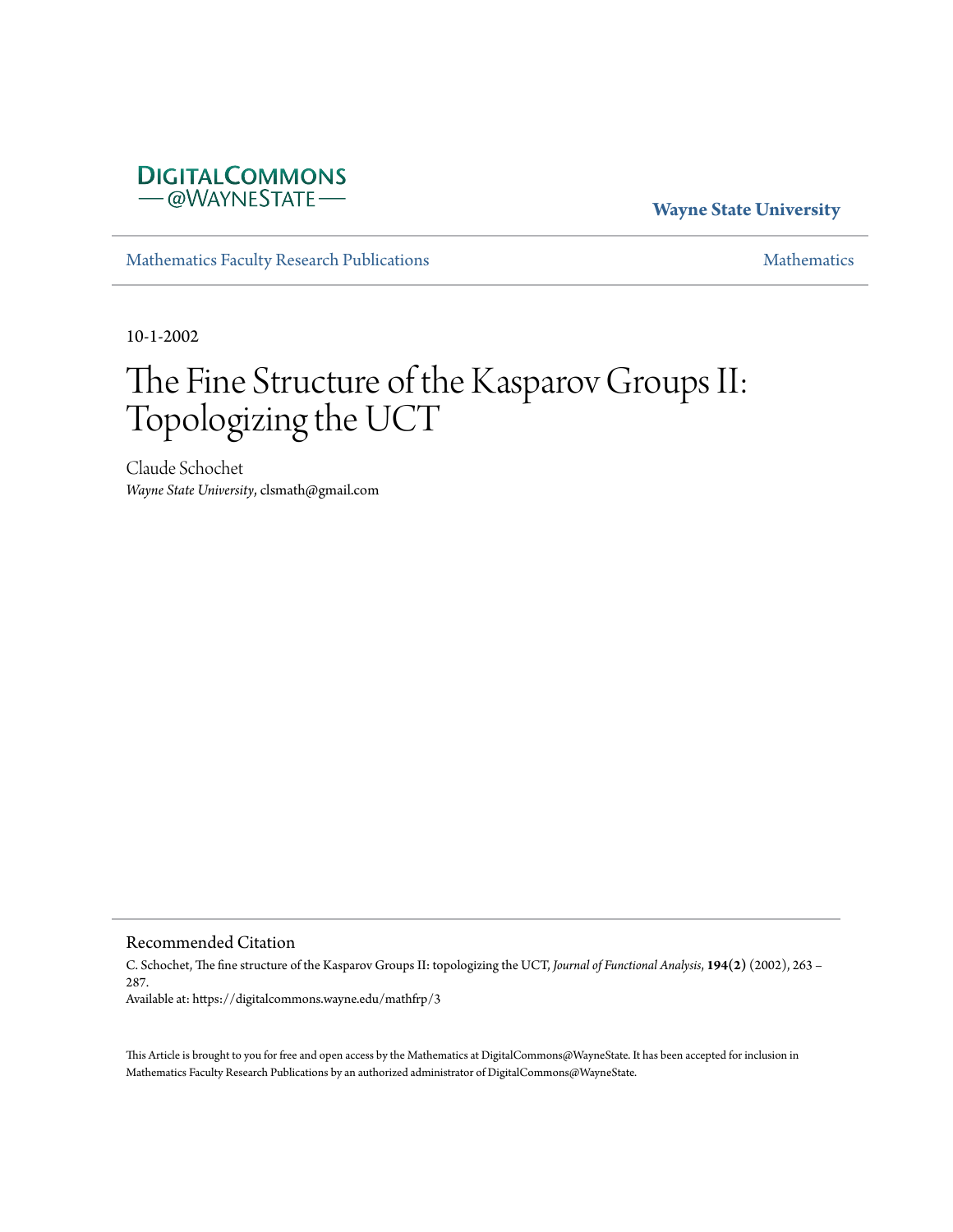DIGITALCOMMONS
— @WAYNESTATE —

**Wayne State University**

Mathematics Faculty Research Publications | Mathematics

10-1-2002

# The Fine Structure of the Kasparov Groups II: Topologizing the UCT

Claude Schochet
*Wayne State University*, clsmath@gmail.com

## Recommended Citation

C. Schochet, The fine structure of the Kasparov Groups II: topologizing the UCT, *Journal of Functional Analysis*, **194(2)** (2002), 263 – 287.
Available at: https://digitalcommons.wayne.edu/mathfrp/3

This Article is brought to you for free and open access by the Mathematics at DigitalCommons@WayneState. It has been accepted for inclusion in Mathematics Faculty Research Publications by an authorized administrator of DigitalCommons@WayneState.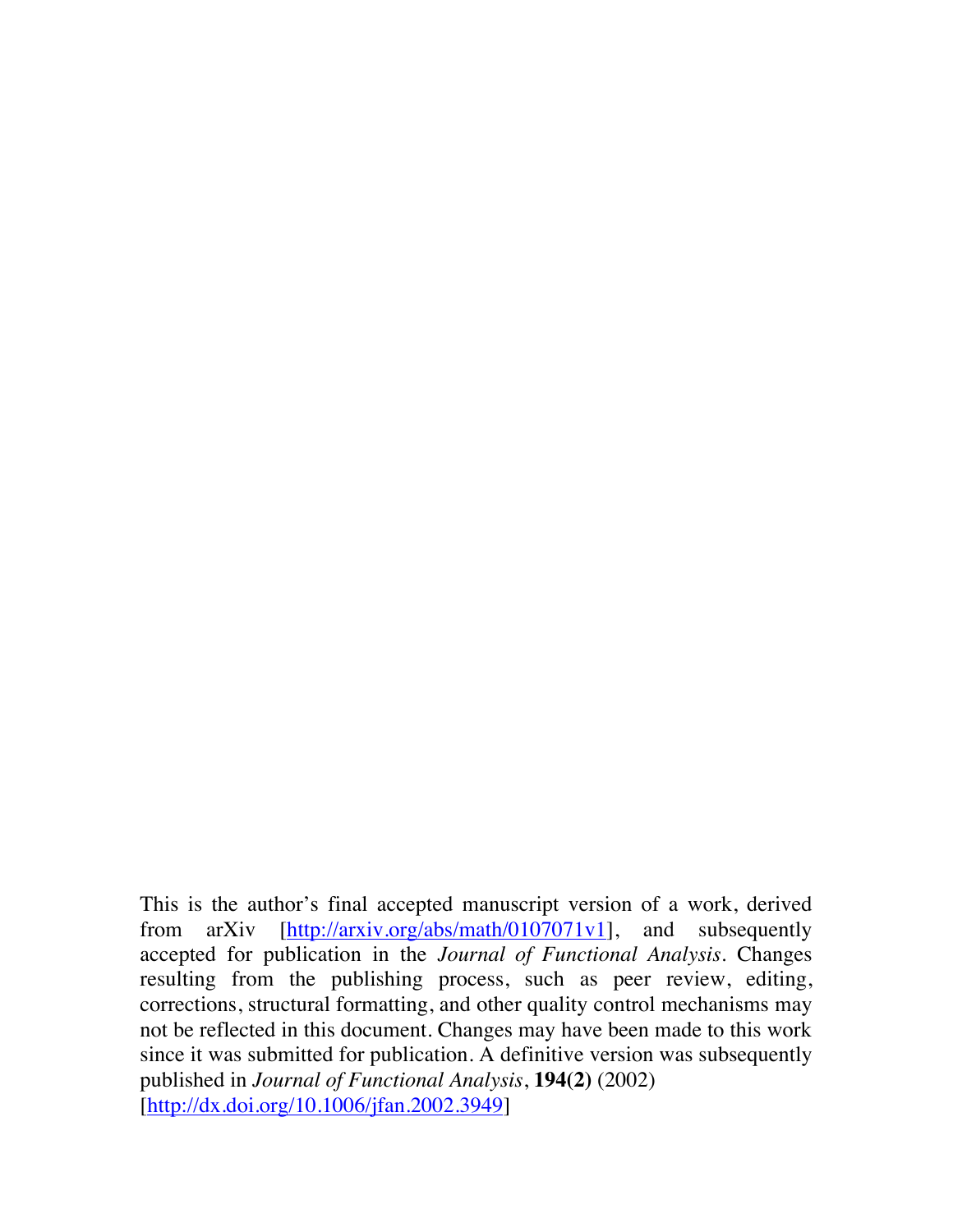This is the author's final accepted manuscript version of a work, derived from arXiv [http://arxiv.org/abs/math/0107071v1], and subsequently accepted for publication in the *Journal of Functional Analysis*. Changes resulting from the publishing process, such as peer review, editing, corrections, structural formatting, and other quality control mechanisms may not be reflected in this document. Changes may have been made to this work since it was submitted for publication. A definitive version was subsequently published in *Journal of Functional Analysis*, **194(2)** (2002) [http://dx.doi.org/10.1006/jfan.2002.3949]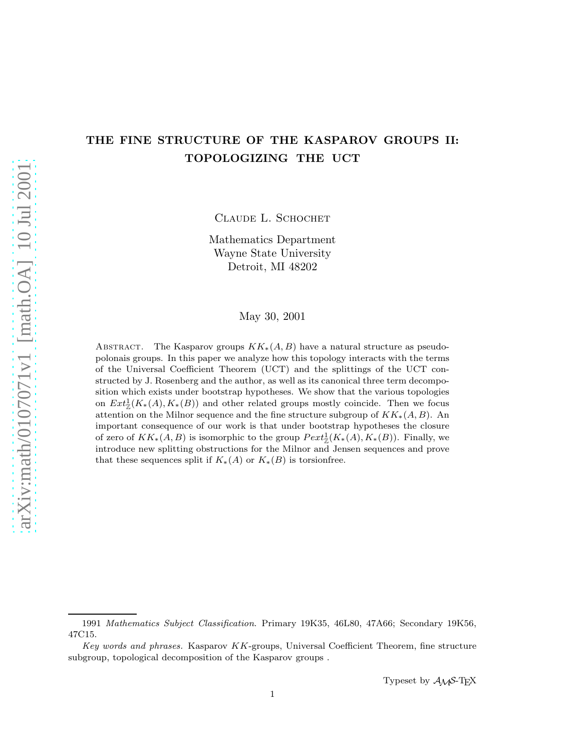# THE FINE STRUCTURE OF THE KASPAROV GROUPS II: TOPOLOGIZING THE UCT

Claude L. Schochet

Mathematics Department
Wayne State University
Detroit, MI 48202

May 30, 2001

Abstract. The Kasparov groups $KK_*(A, B)$ have a natural structure as pseudopolonais groups. In this paper we analyze how this topology interacts with the terms of the Universal Coefficient Theorem (UCT) and the splittings of the UCT constructed by J. Rosenberg and the author, as well as its canonical three term decomposition which exists under bootstrap hypotheses. We show that the various topologies on $Ext^1_{\mathbb{Z}}(K_*(A), K_*(B))$ and other related groups mostly coincide. Then we focus attention on the Milnor sequence and the fine structure subgroup of $KK_*(A, B)$. An important consequence of our work is that under bootstrap hypotheses the closure of zero of $KK_*(A, B)$ is isomorphic to the group $Pext^1_{\mathbb{Z}}(K_*(A), K_*(B))$. Finally, we introduce new splitting obstructions for the Milnor and Jensen sequences and prove that these sequences split if $K_*(A)$ or $K_*(B)$ is torsionfree.

1991 *Mathematics Subject Classification*. Primary 19K35, 46L80, 47A66; Secondary 19K56, 47C15.

*Key words and phrases.* Kasparov $KK$-groups, Universal Coefficient Theorem, fine structure subgroup, topological decomposition of the Kasparov groups .

Typeset by $\mathcal{A}\mathcal{M}\mathcal{S}$-TEX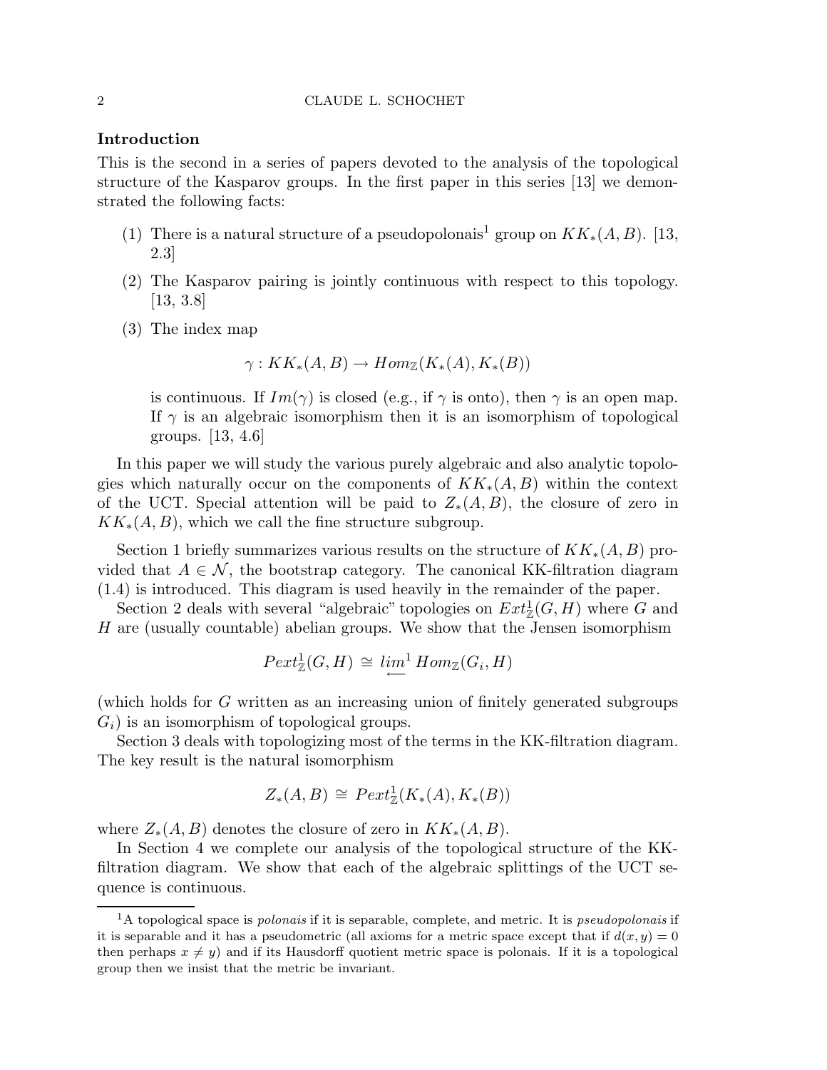## Introduction

This is the second in a series of papers devoted to the analysis of the topological structure of the Kasparov groups. In the first paper in this series [13] we demonstrated the following facts:

1. There is a natural structure of a pseudopolonais[1] group on $KK_*(A,B)$. [13, 2.3]
2. The Kasparov pairing is jointly continuous with respect to this topology. [13, 3.8]
3. The index map
$$\gamma : KK_*(A,B) \to Hom_{\mathbb{Z}}(K_*(A), K_*(B))$$
is continuous. If $Im(\gamma)$ is closed (e.g., if $\gamma$ is onto), then $\gamma$ is an open map. If $\gamma$ is an algebraic isomorphism then it is an isomorphism of topological groups. [13, 4.6]

In this paper we will study the various purely algebraic and also analytic topologies which naturally occur on the components of $KK_*(A,B)$ within the context of the UCT. Special attention will be paid to $Z_*(A,B)$, the closure of zero in $KK_*(A,B)$, which we call the fine structure subgroup.

Section 1 briefly summarizes various results on the structure of $KK_*(A,B)$ provided that $A \in \mathcal{N}$, the bootstrap category. The canonical KK-filtration diagram (1.4) is introduced. This diagram is used heavily in the remainder of the paper.

Section 2 deals with several "algebraic" topologies on $Ext^1_{\mathbb{Z}}(G,H)$ where $G$ and $H$ are (usually countable) abelian groups. We show that the Jensen isomorphism

$$Pext^1_{\mathbb{Z}}(G,H) \cong \varprojlim{}^1 Hom_{\mathbb{Z}}(G_i,H)$$

(which holds for $G$ written as an increasing union of finitely generated subgroups $G_i$) is an isomorphism of topological groups.

Section 3 deals with topologizing most of the terms in the KK-filtration diagram. The key result is the natural isomorphism

$$Z_*(A,B) \cong Pext^1_{\mathbb{Z}}(K_*(A), K_*(B))$$

where $Z_*(A,B)$ denotes the closure of zero in $KK_*(A,B)$.

In Section 4 we complete our analysis of the topological structure of the KK-filtration diagram. We show that each of the algebraic splittings of the UCT sequence is continuous.

[1] A topological space is *polonais* if it is separable, complete, and metric. It is *pseudopolonais* if it is separable and it has a pseudometric (all axioms for a metric space except that if $d(x,y) = 0$ then perhaps $x \neq y$) and if its Hausdorff quotient metric space is polonais. If it is a topological group then we insist that the metric be invariant.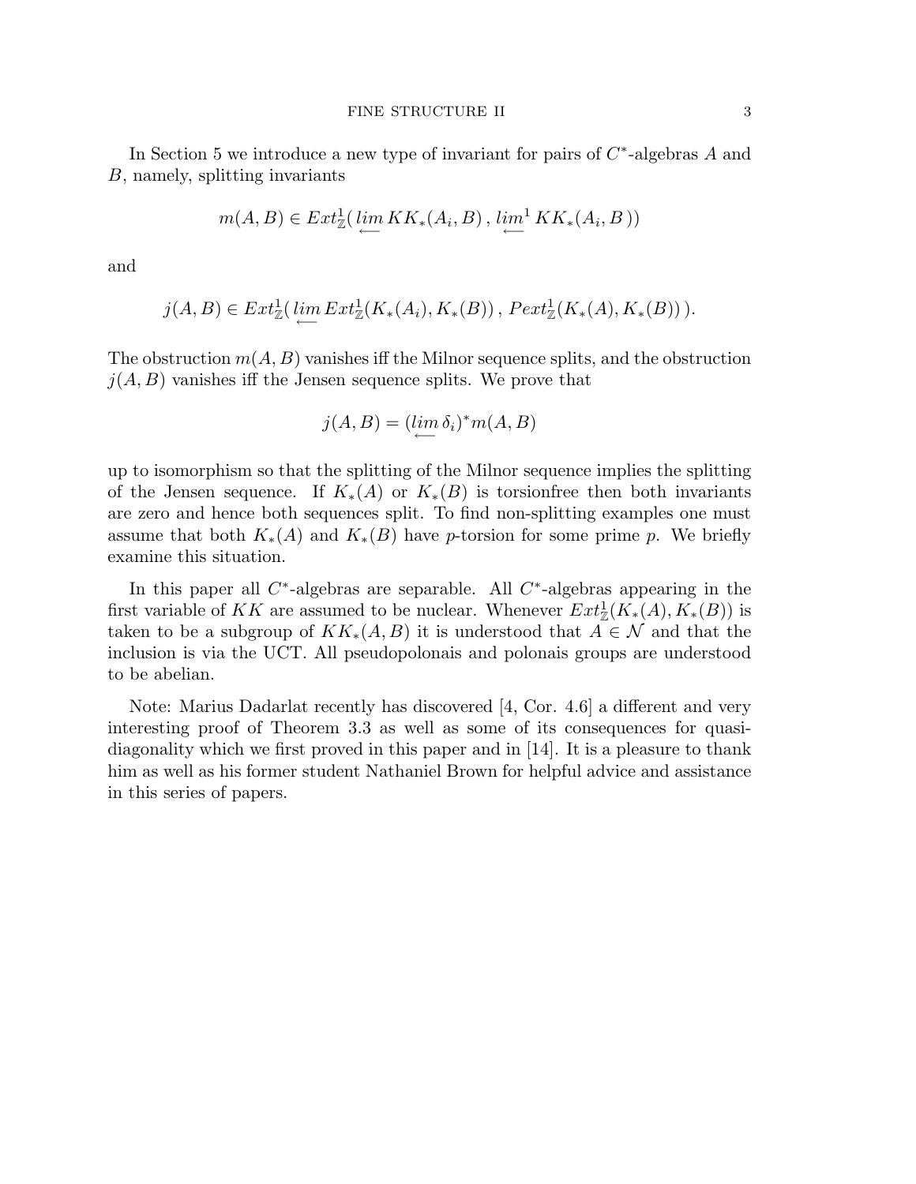In Section 5 we introduce a new type of invariant for pairs of $C^*$-algebras $A$ and $B$, namely, splitting invariants

$$m(A,B) \in Ext^1_{\mathbb{Z}}(\,\underset{\longleftarrow}{lim}\, KK_*(A_i, B)\,,\, \underset{\longleftarrow}{lim}^1\, KK_*(A_i, B\,))$$

and

$$j(A,B) \in Ext^1_{\mathbb{Z}}(\,\underset{\longleftarrow}{lim}\, Ext^1_{\mathbb{Z}}(K_*(A_i), K_*(B))\,,\, Pext^1_{\mathbb{Z}}(K_*(A), K_*(B))\,).$$

The obstruction $m(A,B)$ vanishes iff the Milnor sequence splits, and the obstruction $j(A,B)$ vanishes iff the Jensen sequence splits. We prove that

$$j(A,B) = (\underset{\longleftarrow}{lim}\,\delta_i)^* m(A,B)$$

up to isomorphism so that the splitting of the Milnor sequence implies the splitting of the Jensen sequence. If $K_*(A)$ or $K_*(B)$ is torsionfree then both invariants are zero and hence both sequences split. To find non-splitting examples one must assume that both $K_*(A)$ and $K_*(B)$ have $p$-torsion for some prime $p$. We briefly examine this situation.

In this paper all $C^*$-algebras are separable. All $C^*$-algebras appearing in the first variable of $KK$ are assumed to be nuclear. Whenever $Ext^1_{\mathbb{Z}}(K_*(A), K_*(B))$ is taken to be a subgroup of $KK_*(A,B)$ it is understood that $A \in \mathcal{N}$ and that the inclusion is via the UCT. All pseudopolonais and polonais groups are understood to be abelian.

Note: Marius Dadarlat recently has discovered [4, Cor. 4.6] a different and very interesting proof of Theorem 3.3 as well as some of its consequences for quasidiagonality which we first proved in this paper and in [14]. It is a pleasure to thank him as well as his former student Nathaniel Brown for helpful advice and assistance in this series of papers.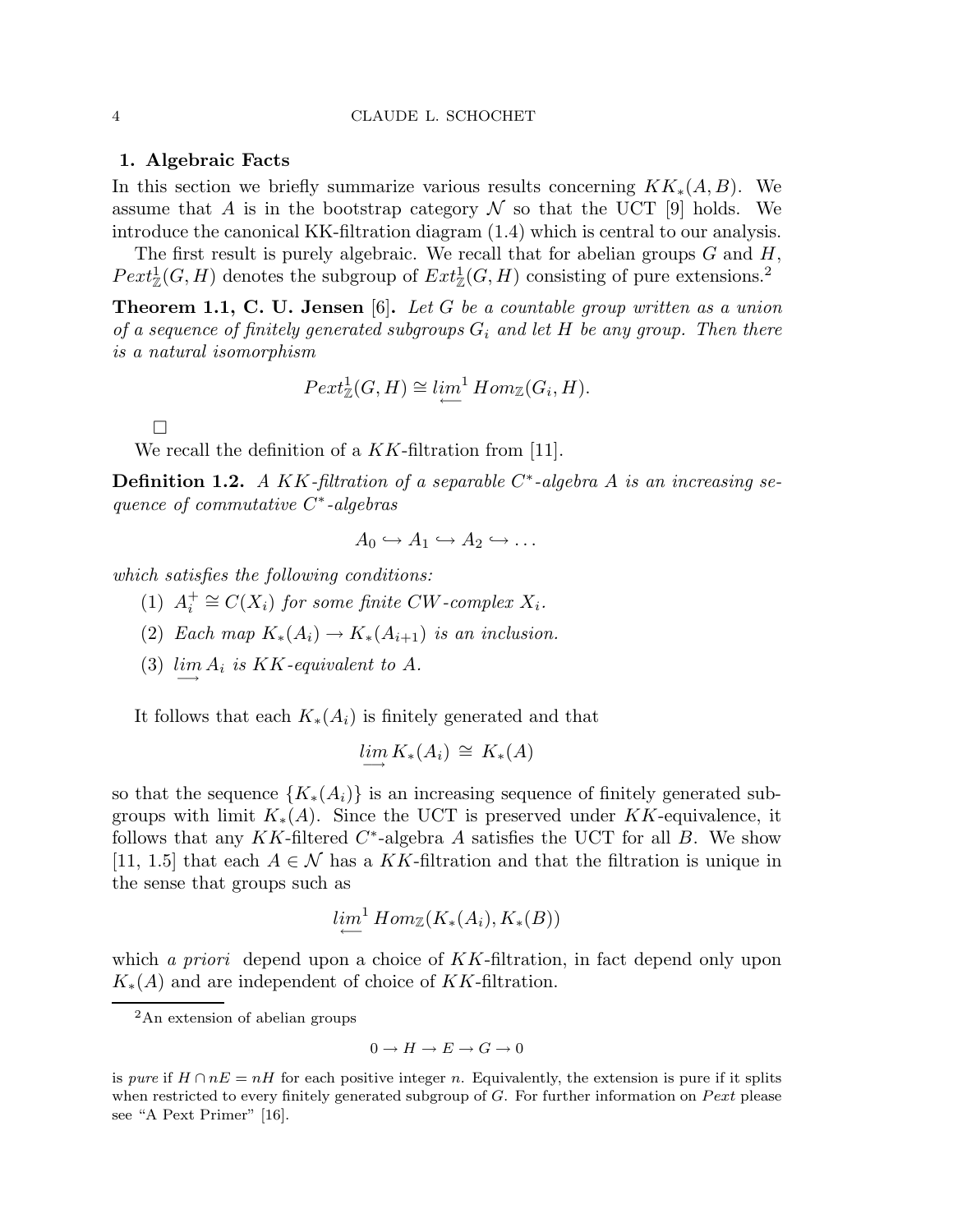## 1. Algebraic Facts

In this section we briefly summarize various results concerning $KK_*(A, B)$. We assume that $A$ is in the bootstrap category $\mathcal{N}$ so that the UCT [9] holds. We introduce the canonical KK-filtration diagram (1.4) which is central to our analysis.

The first result is purely algebraic. We recall that for abelian groups $G$ and $H$, $Pext^1_{\mathbb{Z}}(G, H)$ denotes the subgroup of $Ext^1_{\mathbb{Z}}(G, H)$ consisting of pure extensions.[2]

**Theorem 1.1, C. U. Jensen** [6]**.** *Let $G$ be a countable group written as a union of a sequence of finitely generated subgroups $G_i$ and let $H$ be any group. Then there is a natural isomorphism*

$$Pext^1_{\mathbb{Z}}(G, H) \cong \varprojlim{}^1 \, Hom_{\mathbb{Z}}(G_i, H).$$

□

We recall the definition of a $KK$-filtration from [11].

**Definition 1.2.** *A $KK$-filtration of a separable $C^*$-algebra $A$ is an increasing sequence of commutative $C^*$-algebras*

$$A_0 \hookrightarrow A_1 \hookrightarrow A_2 \hookrightarrow \dots$$

*which satisfies the following conditions:*

1. *$A_i^+ \cong C(X_i)$ for some finite CW-complex $X_i$.*
2. *Each map $K_*(A_i) \to K_*(A_{i+1})$ is an inclusion.*
3. *$\varinjlim A_i$ is $KK$-equivalent to $A$.*

It follows that each $K_*(A_i)$ is finitely generated and that

$$\varinjlim K_*(A_i) \;\cong\; K_*(A)$$

so that the sequence $\{K_*(A_i)\}$ is an increasing sequence of finitely generated subgroups with limit $K_*(A)$. Since the UCT is preserved under $KK$-equivalence, it follows that any $KK$-filtered $C^*$-algebra $A$ satisfies the UCT for all $B$. We show [11, 1.5] that each $A \in \mathcal{N}$ has a $KK$-filtration and that the filtration is unique in the sense that groups such as

$$\varprojlim{}^1 \, Hom_{\mathbb{Z}}(K_*(A_i), K_*(B))$$

which *a priori* depend upon a choice of $KK$-filtration, in fact depend only upon $K_*(A)$ and are independent of choice of $KK$-filtration.

---

[2] An extension of abelian groups

$$0 \to H \to E \to G \to 0$$

is *pure* if $H \cap nE = nH$ for each positive integer $n$. Equivalently, the extension is pure if it splits when restricted to every finitely generated subgroup of $G$. For further information on *Pext* please see "A Pext Primer" [16].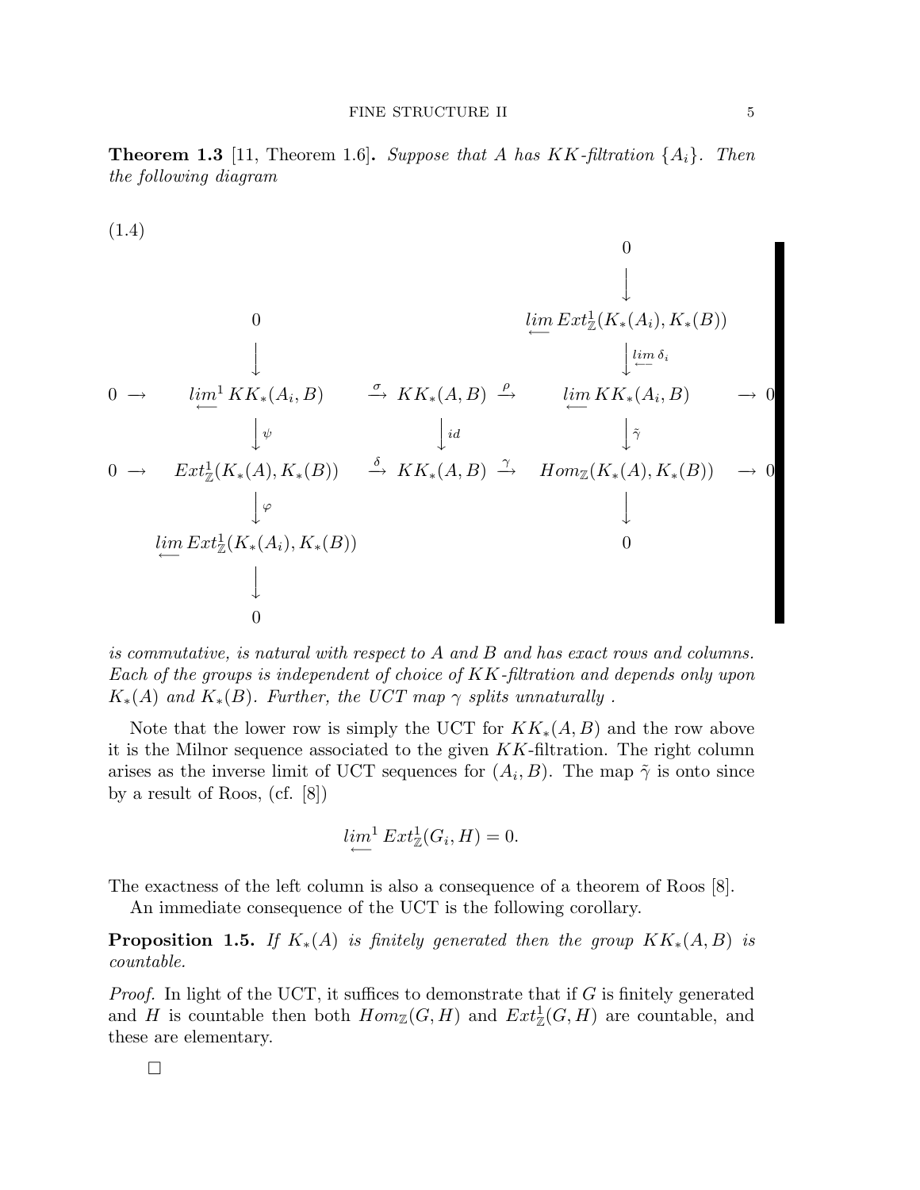**Theorem 1.3** [11, Theorem 1.6]. *Suppose that $A$ has $KK$-filtration $\{A_i\}$. Then the following diagram*

(1.4)

$$
\begin{array}{ccccccccc}
 & & & & & & 0 & & \\
 & & & & & & \downarrow & & \\
 & & 0 & & & & \varprojlim Ext^1_{\mathbb{Z}}(K_*(A_i), K_*(B)) & & \\
 & & \downarrow & & & & \downarrow \varprojlim \delta_i & & \\
0 & \rightarrow & \varprojlim^1 KK_*(A_i, B) & \xrightarrow{\sigma} & KK_*(A,B) & \xrightarrow{\rho} & \varprojlim KK_*(A_i, B) & \rightarrow & 0 \\
 & & \downarrow \psi & & \downarrow id & & \downarrow \tilde{\gamma} & & \\
0 & \rightarrow & Ext^1_{\mathbb{Z}}(K_*(A), K_*(B)) & \xrightarrow{\delta} & KK_*(A,B) & \xrightarrow{\gamma} & Hom_{\mathbb{Z}}(K_*(A), K_*(B)) & \rightarrow & 0 \\
 & & \downarrow \varphi & & & & \downarrow & & \\
 & & \varprojlim Ext^1_{\mathbb{Z}}(K_*(A_i), K_*(B)) & & & & 0 & & \\
 & & \downarrow & & & & & & \\
 & & 0 & & & & & &
\end{array}
$$

*is commutative, is natural with respect to $A$ and $B$ and has exact rows and columns. Each of the groups is independent of choice of $KK$-filtration and depends only upon $K_*(A)$ and $K_*(B)$. Further, the UCT map $\gamma$ splits unnaturally .*

Note that the lower row is simply the UCT for $KK_*(A,B)$ and the row above it is the Milnor sequence associated to the given $KK$-filtration. The right column arises as the inverse limit of UCT sequences for $(A_i, B)$. The map $\tilde{\gamma}$ is onto since by a result of Roos, (cf. [8])

$$\varprojlim^1 Ext^1_{\mathbb{Z}}(G_i, H) = 0.$$

The exactness of the left column is also a consequence of a theorem of Roos [8].

An immediate consequence of the UCT is the following corollary.

**Proposition 1.5.** *If $K_*(A)$ is finitely generated then the group $KK_*(A,B)$ is countable.*

*Proof.* In light of the UCT, it suffices to demonstrate that if $G$ is finitely generated and $H$ is countable then both $Hom_{\mathbb{Z}}(G,H)$ and $Ext^1_{\mathbb{Z}}(G,H)$ are countable, and these are elementary.

□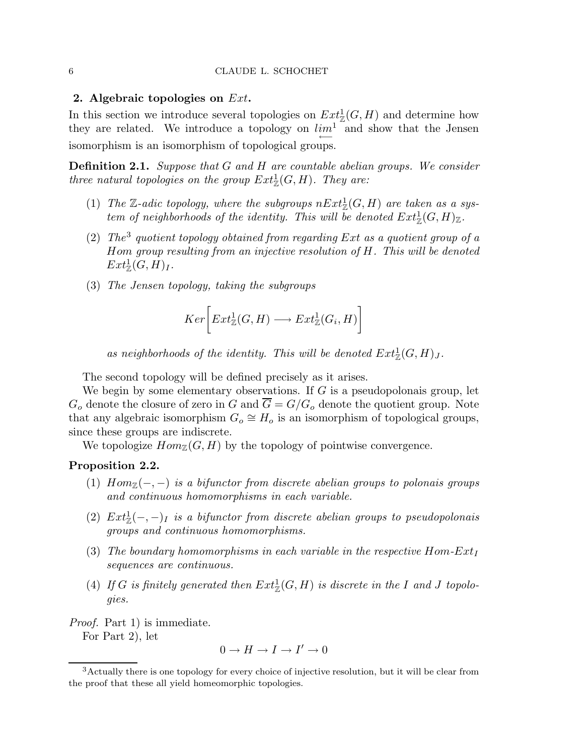## 2. Algebraic topologies on $Ext$.

In this section we introduce several topologies on $Ext^1_{\mathbb{Z}}(G, H)$ and determine how they are related. We introduce a topology on $\underleftarrow{lim}^1$ and show that the Jensen isomorphism is an isomorphism of topological groups.

**Definition 2.1.** *Suppose that $G$ and $H$ are countable abelian groups. We consider three natural topologies on the group $Ext^1_{\mathbb{Z}}(G, H)$. They are:*

1. *The $\mathbb{Z}$-adic topology, where the subgroups $nExt^1_{\mathbb{Z}}(G, H)$ are taken as a system of neighborhoods of the identity. This will be denoted $Ext^1_{\mathbb{Z}}(G, H)_{\mathbb{Z}}$.*
2. *The[3] quotient topology obtained from regarding $Ext$ as a quotient group of a $Hom$ group resulting from an injective resolution of $H$. This will be denoted $Ext^1_{\mathbb{Z}}(G, H)_I$.*
3. *The Jensen topology, taking the subgroups*

$$Ker\Big[Ext^1_{\mathbb{Z}}(G, H) \longrightarrow Ext^1_{\mathbb{Z}}(G_i, H)\Big]$$

*as neighborhoods of the identity. This will be denoted $Ext^1_{\mathbb{Z}}(G, H)_J$.*

The second topology will be defined precisely as it arises.

We begin by some elementary observations. If $G$ is a pseudopolonais group, let $G_o$ denote the closure of zero in $G$ and $\overline{G} = G/G_o$ denote the quotient group. Note that any algebraic isomorphism $G_o \cong H_o$ is an isomorphism of topological groups, since these groups are indiscrete.

We topologize $Hom_{\mathbb{Z}}(G, H)$ by the topology of pointwise convergence.

**Proposition 2.2.**

1. *$Hom_{\mathbb{Z}}(-, -)$ is a bifunctor from discrete abelian groups to polonais groups and continuous homomorphisms in each variable.*
2. *$Ext^1_{\mathbb{Z}}(-, -)_I$ is a bifunctor from discrete abelian groups to pseudopolonais groups and continuous homomorphisms.*
3. *The boundary homomorphisms in each variable in the respective $Hom$-$Ext_I$ sequences are continuous.*
4. *If $G$ is finitely generated then $Ext^1_{\mathbb{Z}}(G, H)$ is discrete in the $I$ and $J$ topologies.*

*Proof.* Part 1) is immediate.

For Part 2), let

$$0 \to H \to I \to I' \to 0$$

[3] Actually there is one topology for every choice of injective resolution, but it will be clear from the proof that these all yield homeomorphic topologies.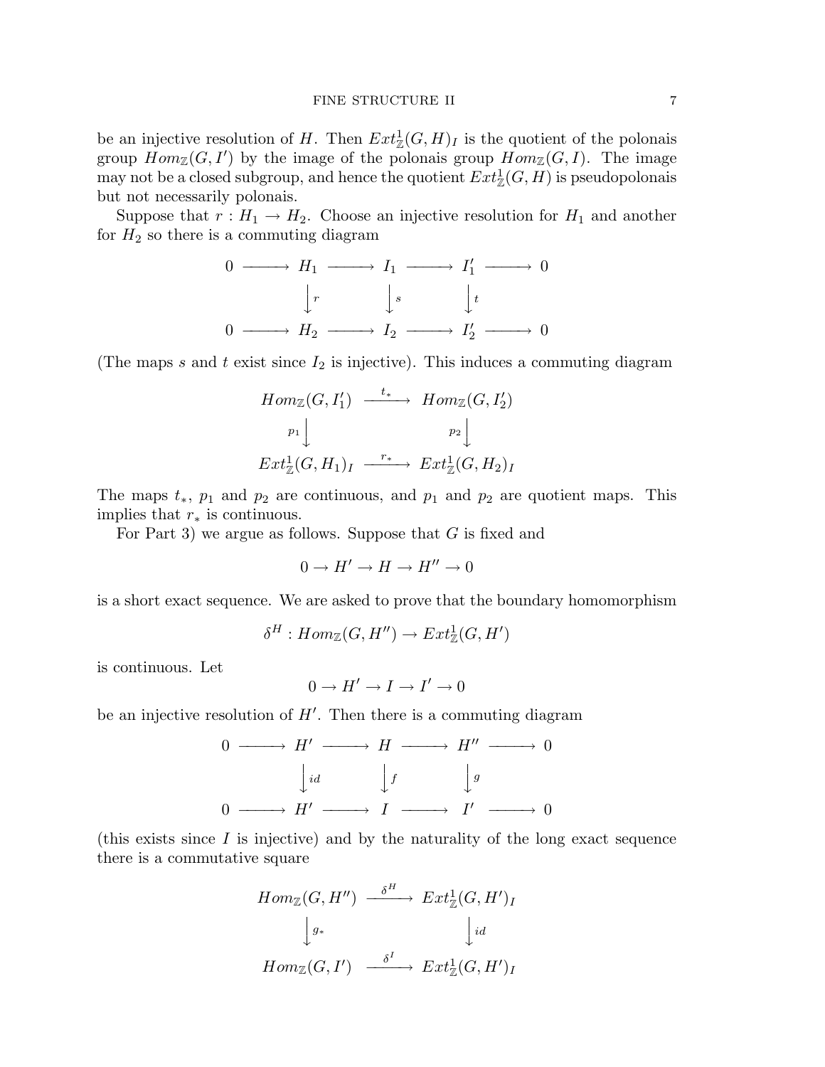be an injective resolution of $H$. Then $Ext^1_{\mathbb{Z}}(G,H)_I$ is the quotient of the polonais group $Hom_{\mathbb{Z}}(G,I')$ by the image of the polonais group $Hom_{\mathbb{Z}}(G,I)$. The image may not be a closed subgroup, and hence the quotient $Ext^1_{\mathbb{Z}}(G,H)$ is pseudopolonais but not necessarily polonais.

Suppose that $r : H_1 \to H_2$. Choose an injective resolution for $H_1$ and another for $H_2$ so there is a commuting diagram

$$\begin{array}{ccccccccc}
0 & \longrightarrow & H_1 & \longrightarrow & I_1 & \longrightarrow & I_1' & \longrightarrow & 0 \\
 & & \Big\downarrow r & & \Big\downarrow s & & \Big\downarrow t & & \\
0 & \longrightarrow & H_2 & \longrightarrow & I_2 & \longrightarrow & I_2' & \longrightarrow & 0
\end{array}$$

(The maps $s$ and $t$ exist since $I_2$ is injective). This induces a commuting diagram

$$\begin{array}{ccc}
Hom_{\mathbb{Z}}(G,I_1') & \xrightarrow{t_*} & Hom_{\mathbb{Z}}(G,I_2') \\
p_1 \Big\downarrow & & p_2 \Big\downarrow \\
Ext^1_{\mathbb{Z}}(G,H_1)_I & \xrightarrow{r_*} & Ext^1_{\mathbb{Z}}(G,H_2)_I
\end{array}$$

The maps $t_*$, $p_1$ and $p_2$ are continuous, and $p_1$ and $p_2$ are quotient maps. This implies that $r_*$ is continuous.

For Part 3) we argue as follows. Suppose that $G$ is fixed and

$$0 \to H' \to H \to H'' \to 0$$

is a short exact sequence. We are asked to prove that the boundary homomorphism

$$\delta^H : Hom_{\mathbb{Z}}(G,H'') \to Ext^1_{\mathbb{Z}}(G,H')$$

is continuous. Let

$$0 \to H' \to I \to I' \to 0$$

be an injective resolution of $H'$. Then there is a commuting diagram

$$\begin{array}{ccccccccc}
0 & \longrightarrow & H' & \longrightarrow & H & \longrightarrow & H'' & \longrightarrow & 0 \\
 & & \Big\downarrow id & & \Big\downarrow f & & \Big\downarrow g & & \\
0 & \longrightarrow & H' & \longrightarrow & I & \longrightarrow & I' & \longrightarrow & 0
\end{array}$$

(this exists since $I$ is injective) and by the naturality of the long exact sequence there is a commutative square

$$\begin{array}{ccc}
Hom_{\mathbb{Z}}(G,H'') & \xrightarrow{\delta^H} & Ext^1_{\mathbb{Z}}(G,H')_I \\
\Big\downarrow g_* & & \Big\downarrow id \\
Hom_{\mathbb{Z}}(G,I') & \xrightarrow{\delta^I} & Ext^1_{\mathbb{Z}}(G,H')_I
\end{array}$$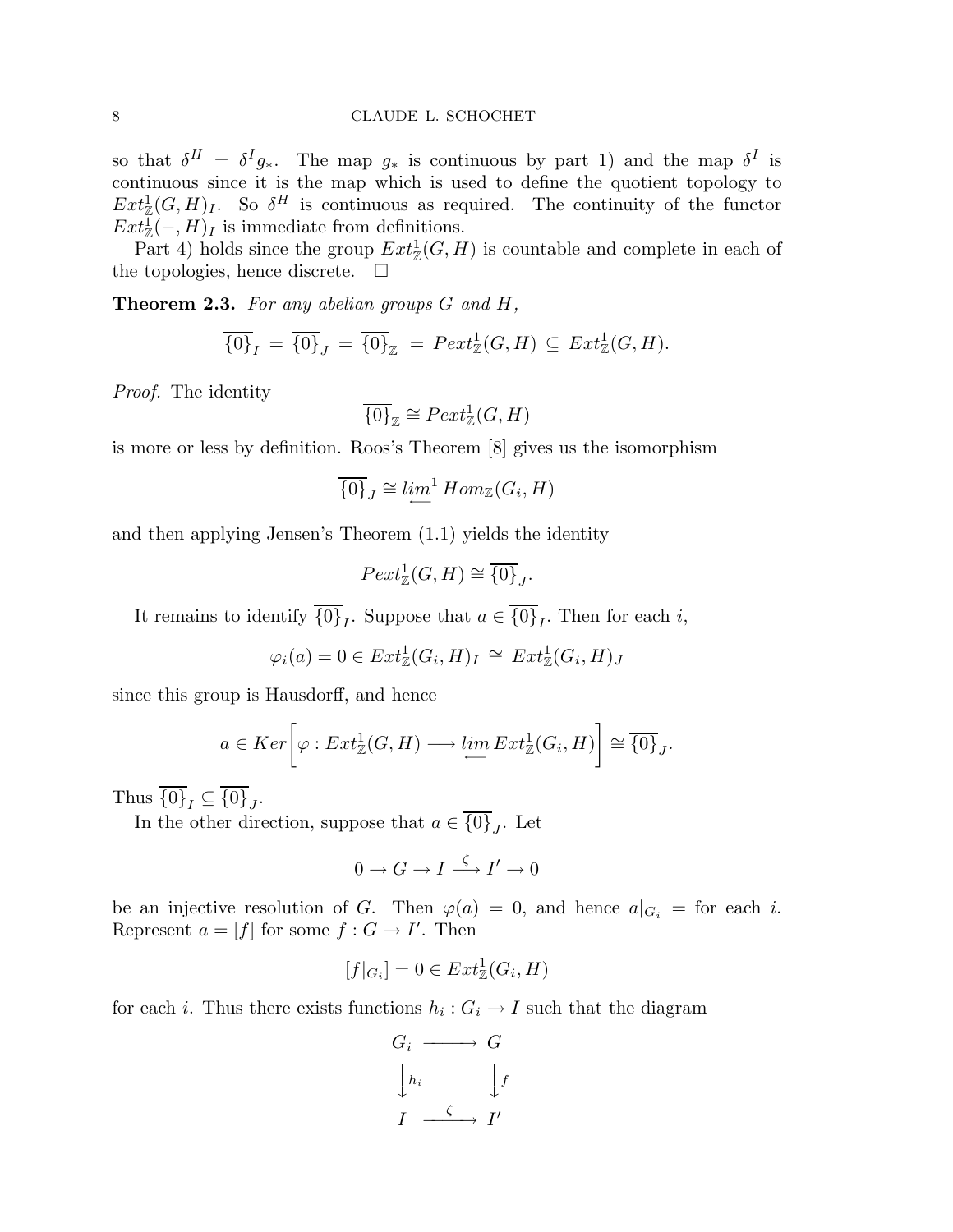so that $\delta^H = \delta^I g_*$. The map $g_*$ is continuous by part 1) and the map $\delta^I$ is continuous since it is the map which is used to define the quotient topology to $Ext^1_{\mathbb{Z}}(G,H)_I$. So $\delta^H$ is continuous as required. The continuity of the functor $Ext^1_{\mathbb{Z}}(-,H)_I$ is immediate from definitions.

Part 4) holds since the group $Ext^1_{\mathbb{Z}}(G,H)$ is countable and complete in each of the topologies, hence discrete. $\square$

**Theorem 2.3.** *For any abelian groups $G$ and $H$,*

$$\overline{\{0\}}_I = \overline{\{0\}}_J = \overline{\{0\}}_{\mathbb{Z}} = Pext^1_{\mathbb{Z}}(G,H) \subseteq Ext^1_{\mathbb{Z}}(G,H).$$

*Proof.* The identity

$$\overline{\{0\}}_{\mathbb{Z}} \cong Pext^1_{\mathbb{Z}}(G,H)$$

is more or less by definition. Roos's Theorem [8] gives us the isomorphism

$$\overline{\{0\}}_J \cong \underleftarrow{lim}^1\, Hom_{\mathbb{Z}}(G_i,H)$$

and then applying Jensen's Theorem (1.1) yields the identity

$$Pext^1_{\mathbb{Z}}(G,H) \cong \overline{\{0\}}_J.$$

It remains to identify $\overline{\{0\}}_I$. Suppose that $a \in \overline{\{0\}}_I$. Then for each $i$,

$$\varphi_i(a) = 0 \in Ext^1_{\mathbb{Z}}(G_i,H)_I \cong Ext^1_{\mathbb{Z}}(G_i,H)_J$$

since this group is Hausdorff, and hence

$$a \in Ker\bigg[\varphi : Ext^1_{\mathbb{Z}}(G,H) \longrightarrow \underleftarrow{lim}\, Ext^1_{\mathbb{Z}}(G_i,H)\bigg] \cong \overline{\{0\}}_J.$$

Thus $\overline{\{0\}}_I \subseteq \overline{\{0\}}_J$.

In the other direction, suppose that $a \in \overline{\{0\}}_J$. Let

$$0 \to G \to I \xrightarrow{\zeta} I' \to 0$$

be an injective resolution of $G$. Then $\varphi(a) = 0$, and hence $a|_{G_i} =$ for each $i$. Represent $a = [f]$ for some $f : G \to I'$. Then

$$[f|_{G_i}] = 0 \in Ext^1_{\mathbb{Z}}(G_i,H)$$

for each $i$. Thus there exists functions $h_i : G_i \to I$ such that the diagram

$$\begin{array}{ccc} G_i & \longrightarrow & G \\ \big\downarrow{\scriptstyle h_i} & & \big\downarrow{\scriptstyle f} \\ I & \xrightarrow{\ \zeta\ } & I' \end{array}$$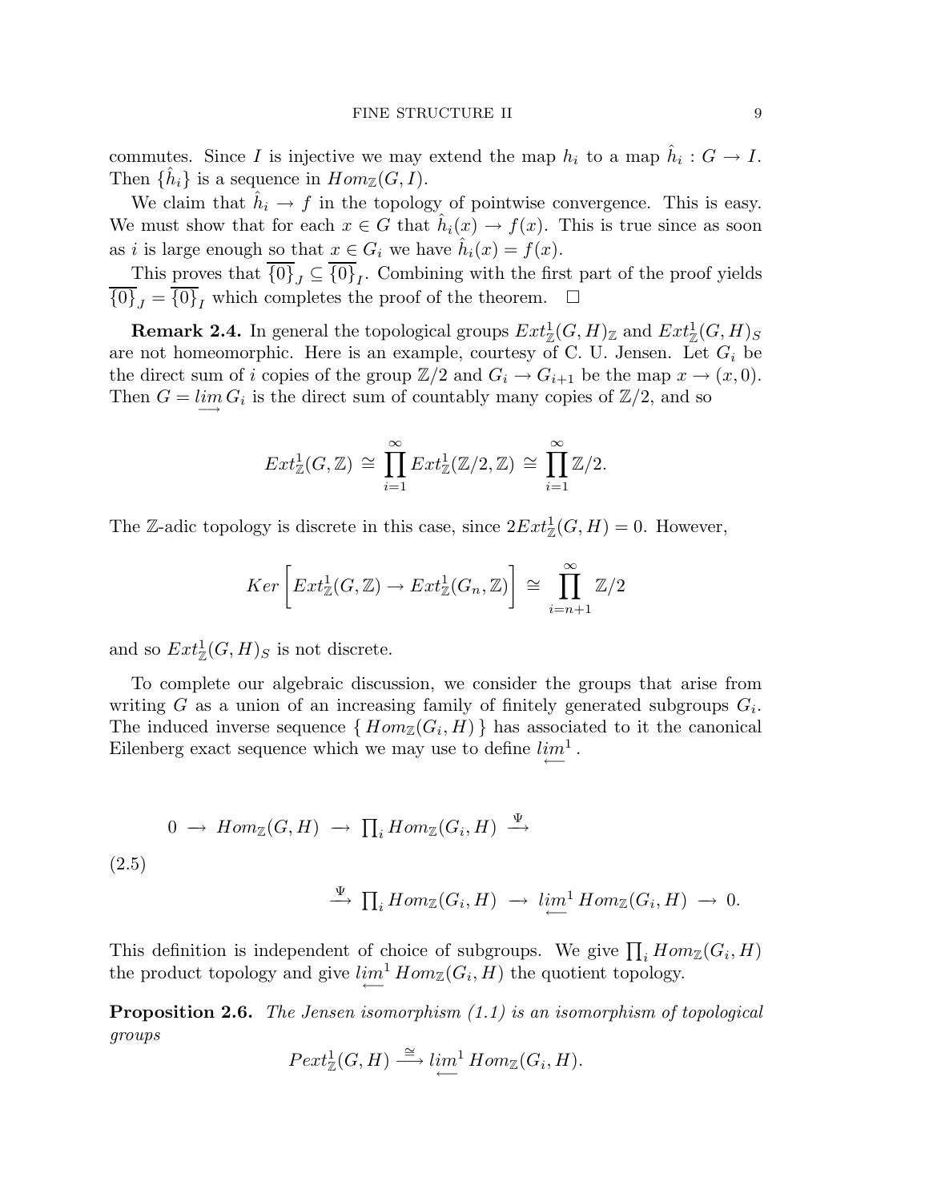commutes. Since $I$ is injective we may extend the map $h_i$ to a map $\hat{h}_i : G \to I$. Then $\{\hat{h}_i\}$ is a sequence in $Hom_{\mathbb{Z}}(G, I)$.

We claim that $\hat{h}_i \to f$ in the topology of pointwise convergence. This is easy. We must show that for each $x \in G$ that $\hat{h}_i(x) \to f(x)$. This is true since as soon as $i$ is large enough so that $x \in G_i$ we have $\hat{h}_i(x) = f(x)$.

This proves that $\overline{\{0\}}_J \subseteq \overline{\{0\}}_I$. Combining with the first part of the proof yields $\overline{\{0\}}_J = \overline{\{0\}}_I$ which completes the proof of the theorem. $\square$

**Remark 2.4.** In general the topological groups $Ext^1_{\mathbb{Z}}(G, H)_{\mathbb{Z}}$ and $Ext^1_{\mathbb{Z}}(G, H)_S$ are not homeomorphic. Here is an example, courtesy of C. U. Jensen. Let $G_i$ be the direct sum of $i$ copies of the group $\mathbb{Z}/2$ and $G_i \to G_{i+1}$ be the map $x \to (x, 0)$. Then $G = \varinjlim G_i$ is the direct sum of countably many copies of $\mathbb{Z}/2$, and so

$$Ext^1_{\mathbb{Z}}(G, \mathbb{Z}) \cong \prod_{i=1}^{\infty} Ext^1_{\mathbb{Z}}(\mathbb{Z}/2, \mathbb{Z}) \cong \prod_{i=1}^{\infty} \mathbb{Z}/2.$$

The $\mathbb{Z}$-adic topology is discrete in this case, since $2Ext^1_{\mathbb{Z}}(G, H) = 0$. However,

$$Ker\left[Ext^1_{\mathbb{Z}}(G, \mathbb{Z}) \to Ext^1_{\mathbb{Z}}(G_n, \mathbb{Z})\right] \cong \prod_{i=n+1}^{\infty} \mathbb{Z}/2$$

and so $Ext^1_{\mathbb{Z}}(G, H)_S$ is not discrete.

To complete our algebraic discussion, we consider the groups that arise from writing $G$ as a union of an increasing family of finitely generated subgroups $G_i$. The induced inverse sequence $\{ Hom_{\mathbb{Z}}(G_i, H) \}$ has associated to it the canonical Eilenberg exact sequence which we may use to define $\varprojlim^1$.

$$(2.5) \qquad \begin{aligned} 0 \to Hom_{\mathbb{Z}}(G, H) \to \textstyle\prod_i Hom_{\mathbb{Z}}(G_i, H) &\xrightarrow{\Psi} \\ \xrightarrow{\Psi} \textstyle\prod_i Hom_{\mathbb{Z}}(G_i, H) &\to \varprojlim^1 Hom_{\mathbb{Z}}(G_i, H) \to 0. \end{aligned}$$

This definition is independent of choice of subgroups. We give $\prod_i Hom_{\mathbb{Z}}(G_i, H)$ the product topology and give $\varprojlim^1 Hom_{\mathbb{Z}}(G_i, H)$ the quotient topology.

**Proposition 2.6.** *The Jensen isomorphism (1.1) is an isomorphism of topological groups*

$$Pext^1_{\mathbb{Z}}(G, H) \xrightarrow{\cong} \varprojlim^1 Hom_{\mathbb{Z}}(G_i, H).$$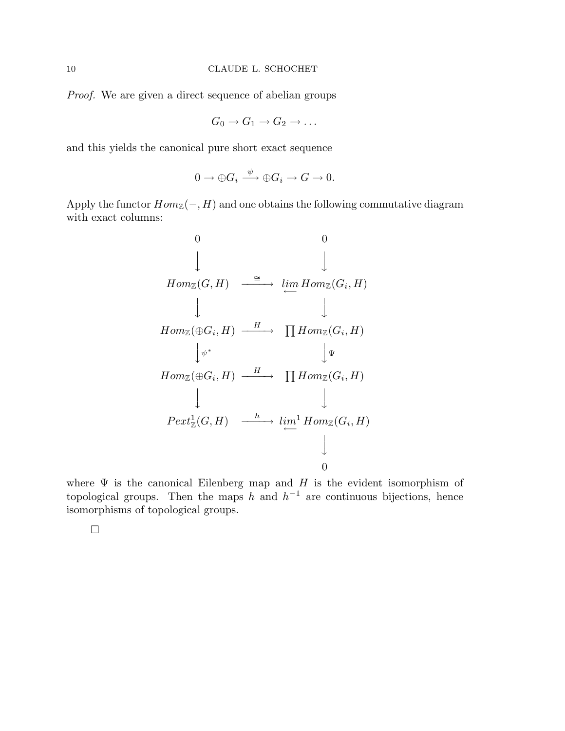*Proof.* We are given a direct sequence of abelian groups

$$G_0 \to G_1 \to G_2 \to \dots$$

and this yields the canonical pure short exact sequence

$$0 \to \oplus G_i \xrightarrow{\psi} \oplus G_i \to G \to 0.$$

Apply the functor $Hom_{\mathbb{Z}}(-, H)$ and one obtains the following commutative diagram with exact columns:

$$\begin{array}{ccc}
0 & & 0 \\
\downarrow & & \downarrow \\
Hom_{\mathbb{Z}}(G, H) & \xrightarrow{\cong} & \varprojlim Hom_{\mathbb{Z}}(G_i, H) \\
\downarrow & & \downarrow \\
Hom_{\mathbb{Z}}(\oplus G_i, H) & \xrightarrow{H} & \prod Hom_{\mathbb{Z}}(G_i, H) \\
\downarrow \psi^* & & \downarrow \Psi \\
Hom_{\mathbb{Z}}(\oplus G_i, H) & \xrightarrow{H} & \prod Hom_{\mathbb{Z}}(G_i, H) \\
\downarrow & & \downarrow \\
Pext^1_{\mathbb{Z}}(G, H) & \xrightarrow{h} & \varprojlim^1 Hom_{\mathbb{Z}}(G_i, H) \\
 & & \downarrow \\
 & & 0
\end{array}$$

where $\Psi$ is the canonical Eilenberg map and $H$ is the evident isomorphism of topological groups. Then the maps $h$ and $h^{-1}$ are continuous bijections, hence isomorphisms of topological groups.

□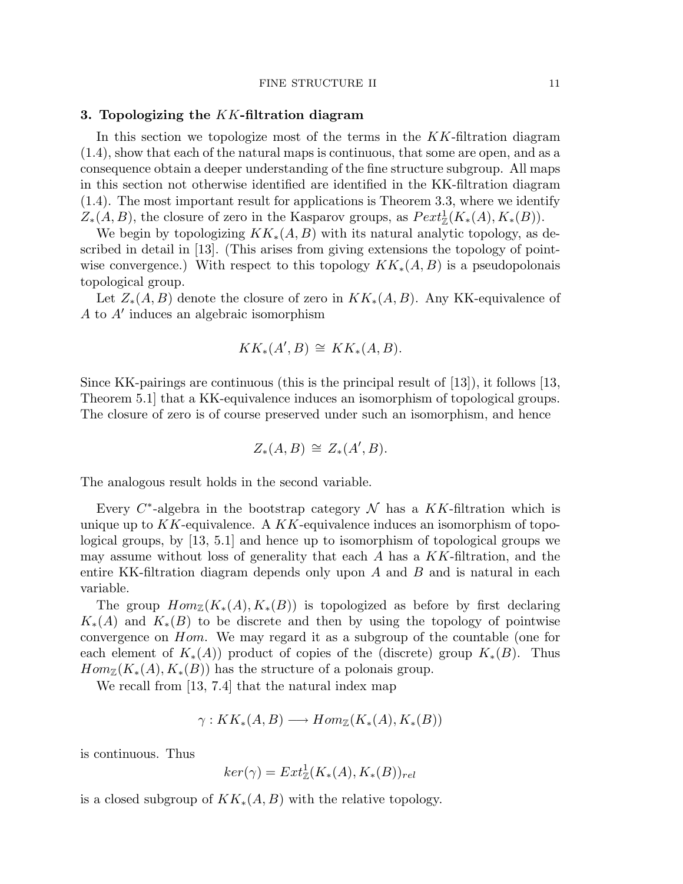## 3. Topologizing the $KK$-filtration diagram

In this section we topologize most of the terms in the $KK$-filtration diagram (1.4), show that each of the natural maps is continuous, that some are open, and as a consequence obtain a deeper understanding of the fine structure subgroup. All maps in this section not otherwise identified are identified in the KK-filtration diagram (1.4). The most important result for applications is Theorem 3.3, where we identify $Z_*(A,B)$, the closure of zero in the Kasparov groups, as $Pext^1_{\mathbb{Z}}(K_*(A), K_*(B))$.

We begin by topologizing $KK_*(A,B)$ with its natural analytic topology, as described in detail in [13]. (This arises from giving extensions the topology of pointwise convergence.) With respect to this topology $KK_*(A,B)$ is a pseudopolonais topological group.

Let $Z_*(A,B)$ denote the closure of zero in $KK_*(A,B)$. Any KK-equivalence of $A$ to $A'$ induces an algebraic isomorphism

$$KK_*(A', B) \cong KK_*(A,B).$$

Since KK-pairings are continuous (this is the principal result of [13]), it follows [13, Theorem 5.1] that a KK-equivalence induces an isomorphism of topological groups. The closure of zero is of course preserved under such an isomorphism, and hence

$$Z_*(A,B) \cong Z_*(A', B).$$

The analogous result holds in the second variable.

Every $C^*$-algebra in the bootstrap category $\mathcal{N}$ has a $KK$-filtration which is unique up to $KK$-equivalence. A $KK$-equivalence induces an isomorphism of topological groups, by [13, 5.1] and hence up to isomorphism of topological groups we may assume without loss of generality that each $A$ has a $KK$-filtration, and the entire KK-filtration diagram depends only upon $A$ and $B$ and is natural in each variable.

The group $Hom_{\mathbb{Z}}(K_*(A), K_*(B))$ is topologized as before by first declaring $K_*(A)$ and $K_*(B)$ to be discrete and then by using the topology of pointwise convergence on $Hom$. We may regard it as a subgroup of the countable (one for each element of $K_*(A)$) product of copies of the (discrete) group $K_*(B)$. Thus $Hom_{\mathbb{Z}}(K_*(A), K_*(B))$ has the structure of a polonais group.

We recall from [13, 7.4] that the natural index map

$$\gamma : KK_*(A,B) \longrightarrow Hom_{\mathbb{Z}}(K_*(A), K_*(B))$$

is continuous. Thus

$$ker(\gamma) = Ext^1_{\mathbb{Z}}(K_*(A), K_*(B))_{rel}$$

is a closed subgroup of $KK_*(A,B)$ with the relative topology.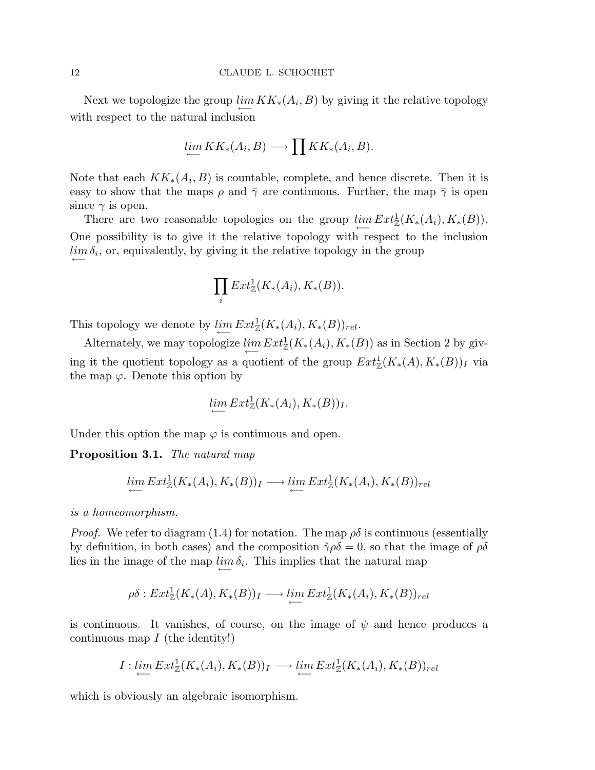Next we topologize the group $\varprojlim KK_*(A_i, B)$ by giving it the relative topology with respect to the natural inclusion

$$\varprojlim KK_*(A_i, B) \longrightarrow \prod KK_*(A_i, B).$$

Note that each $KK_*(A_i, B)$ is countable, complete, and hence discrete. Then it is easy to show that the maps $\rho$ and $\bar{\gamma}$ are continuous. Further, the map $\bar{\gamma}$ is open since $\gamma$ is open.

There are two reasonable topologies on the group $\varprojlim Ext^1_{\mathbb{Z}}(K_*(A_i), K_*(B))$. One possibility is to give it the relative topology with respect to the inclusion $\varprojlim \delta_i$, or, equivalently, by giving it the relative topology in the group

$$\prod_i Ext^1_{\mathbb{Z}}(K_*(A_i), K_*(B)).$$

This topology we denote by $\varprojlim Ext^1_{\mathbb{Z}}(K_*(A_i), K_*(B))_{rel}$.

Alternately, we may topologize $\varprojlim Ext^1_{\mathbb{Z}}(K_*(A_i), K_*(B))$ as in Section 2 by giving it the quotient topology as a quotient of the group $Ext^1_{\mathbb{Z}}(K_*(A), K_*(B))_I$ via the map $\varphi$. Denote this option by

$$\varprojlim Ext^1_{\mathbb{Z}}(K_*(A_i), K_*(B))_I.$$

Under this option the map $\varphi$ is continuous and open.

**Proposition 3.1.** *The natural map*

$$\varprojlim Ext^1_{\mathbb{Z}}(K_*(A_i), K_*(B))_I \longrightarrow \varprojlim Ext^1_{\mathbb{Z}}(K_*(A_i), K_*(B))_{rel}$$

*is a homeomorphism.*

*Proof.* We refer to diagram (1.4) for notation. The map $\rho\delta$ is continuous (essentially by definition, in both cases) and the composition $\tilde{\gamma}\rho\delta = 0$, so that the image of $\rho\delta$ lies in the image of the map $\varprojlim \delta_i$. This implies that the natural map

$$\rho\delta : Ext^1_{\mathbb{Z}}(K_*(A), K_*(B))_I \longrightarrow \varprojlim Ext^1_{\mathbb{Z}}(K_*(A_i), K_*(B))_{rel}$$

is continuous. It vanishes, of course, on the image of $\psi$ and hence produces a continuous map $I$ (the identity!)

$$I : \varprojlim Ext^1_{\mathbb{Z}}(K_*(A_i), K_*(B))_I \longrightarrow \varprojlim Ext^1_{\mathbb{Z}}(K_*(A_i), K_*(B))_{rel}$$

which is obviously an algebraic isomorphism.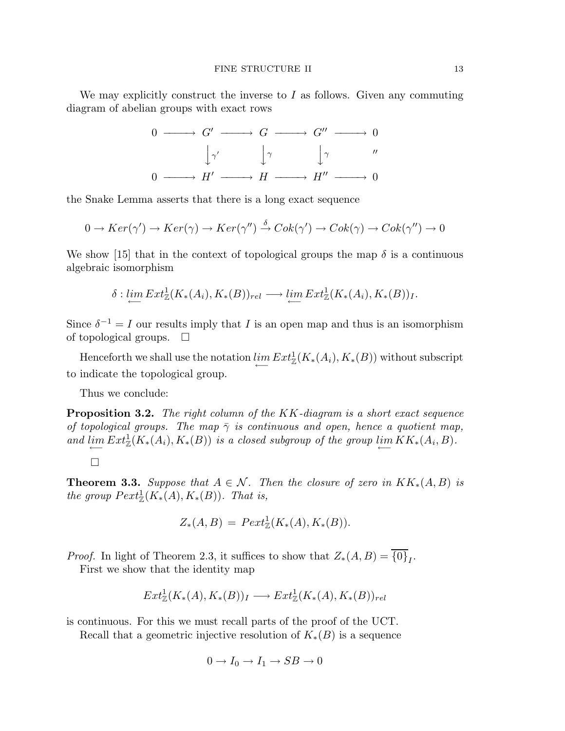We may explicitly construct the inverse to $I$ as follows. Given any commuting diagram of abelian groups with exact rows

$$\begin{array}{ccccccccc} 0 & \longrightarrow & G' & \longrightarrow & G & \longrightarrow & G'' & \longrightarrow & 0 \\ & & \big\downarrow \gamma' & & \big\downarrow \gamma & & \big\downarrow \gamma & & '' \\ 0 & \longrightarrow & H' & \longrightarrow & H & \longrightarrow & H'' & \longrightarrow & 0 \end{array}$$

the Snake Lemma asserts that there is a long exact sequence

$$0 \to Ker(\gamma') \to Ker(\gamma) \to Ker(\gamma'') \xrightarrow{\delta} Cok(\gamma') \to Cok(\gamma) \to Cok(\gamma'') \to 0$$

We show [15] that in the context of topological groups the map $\delta$ is a continuous algebraic isomorphism

$$\delta : \underset{\longleftarrow}{lim}\, Ext^1_{\mathbb{Z}}(K_*(A_i), K_*(B))_{rel} \longrightarrow \underset{\longleftarrow}{lim}\, Ext^1_{\mathbb{Z}}(K_*(A_i), K_*(B))_I.$$

Since $\delta^{-1} = I$ our results imply that $I$ is an open map and thus is an isomorphism of topological groups. $\square$

Henceforth we shall use the notation $\underset{\longleftarrow}{lim}\, Ext^1_{\mathbb{Z}}(K_*(A_i), K_*(B))$ without subscript to indicate the topological group.

Thus we conclude:

**Proposition 3.2.** *The right column of the $KK$-diagram is a short exact sequence of topological groups. The map $\bar{\gamma}$ is continuous and open, hence a quotient map, and $\underset{\longleftarrow}{lim}\, Ext^1_{\mathbb{Z}}(K_*(A_i), K_*(B))$ is a closed subgroup of the group $\underset{\longleftarrow}{lim}\, KK_*(A_i, B)$.*

$\square$

**Theorem 3.3.** *Suppose that $A \in \mathcal{N}$. Then the closure of zero in $KK_*(A, B)$ is the group $Pext^1_{\mathbb{Z}}(K_*(A), K_*(B))$. That is,*

$$Z_*(A, B) \,=\, Pext^1_{\mathbb{Z}}(K_*(A), K_*(B)).$$

*Proof.* In light of Theorem 2.3, it suffices to show that $Z_*(A, B) = \overline{\{0\}}_I$.

First we show that the identity map

$$Ext^1_{\mathbb{Z}}(K_*(A), K_*(B))_I \longrightarrow Ext^1_{\mathbb{Z}}(K_*(A), K_*(B))_{rel}$$

is continuous. For this we must recall parts of the proof of the UCT.

Recall that a geometric injective resolution of $K_*(B)$ is a sequence

$$0 \to I_0 \to I_1 \to SB \to 0$$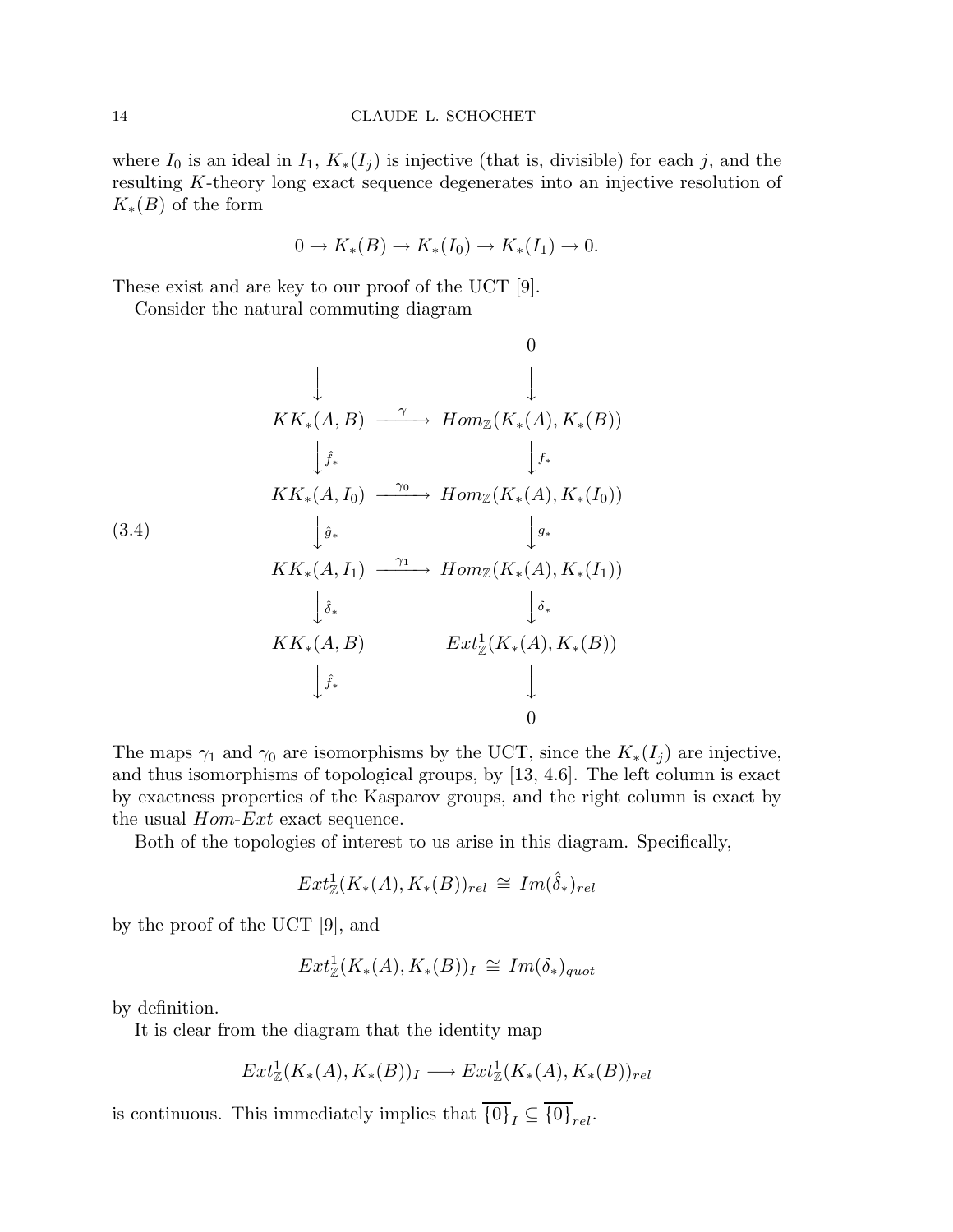where $I_0$ is an ideal in $I_1$, $K_*(I_j)$ is injective (that is, divisible) for each $j$, and the resulting $K$-theory long exact sequence degenerates into an injective resolution of $K_*(B)$ of the form

$$0 \to K_*(B) \to K_*(I_0) \to K_*(I_1) \to 0.$$

These exist and are key to our proof of the UCT [9].

Consider the natural commuting diagram

$$
\begin{array}{ccc}
 & & 0 \\
\downarrow & & \downarrow \\
KK_*(A,B) & \xrightarrow{\ \gamma\ } & Hom_{\mathbb{Z}}(K_*(A), K_*(B)) \\
\downarrow \hat{f}_* & & \downarrow f_* \\
KK_*(A,I_0) & \xrightarrow{\ \gamma_0\ } & Hom_{\mathbb{Z}}(K_*(A), K_*(I_0)) \\
\downarrow \hat{g}_* & & \downarrow g_* \\
KK_*(A,I_1) & \xrightarrow{\ \gamma_1\ } & Hom_{\mathbb{Z}}(K_*(A), K_*(I_1)) \\
\downarrow \hat{\delta}_* & & \downarrow \delta_* \\
KK_*(A,B) & & Ext^1_{\mathbb{Z}}(K_*(A), K_*(B)) \\
\downarrow \hat{f}_* & & \downarrow \\
 & & 0
\end{array}
\tag{3.4}
$$

The maps $\gamma_1$ and $\gamma_0$ are isomorphisms by the UCT, since the $K_*(I_j)$ are injective, and thus isomorphisms of topological groups, by [13, 4.6]. The left column is exact by exactness properties of the Kasparov groups, and the right column is exact by the usual *Hom*-*Ext* exact sequence.

Both of the topologies of interest to us arise in this diagram. Specifically,

$$Ext^1_{\mathbb{Z}}(K_*(A), K_*(B))_{rel} \cong Im(\hat{\delta}_*)_{rel}$$

by the proof of the UCT [9], and

$$Ext^1_{\mathbb{Z}}(K_*(A), K_*(B))_I \cong Im(\delta_*)_{quot}$$

by definition.

It is clear from the diagram that the identity map

$$Ext^1_{\mathbb{Z}}(K_*(A), K_*(B))_I \longrightarrow Ext^1_{\mathbb{Z}}(K_*(A), K_*(B))_{rel}$$

is continuous. This immediately implies that $\overline{\{0\}}_I \subseteq \overline{\{0\}}_{rel}$.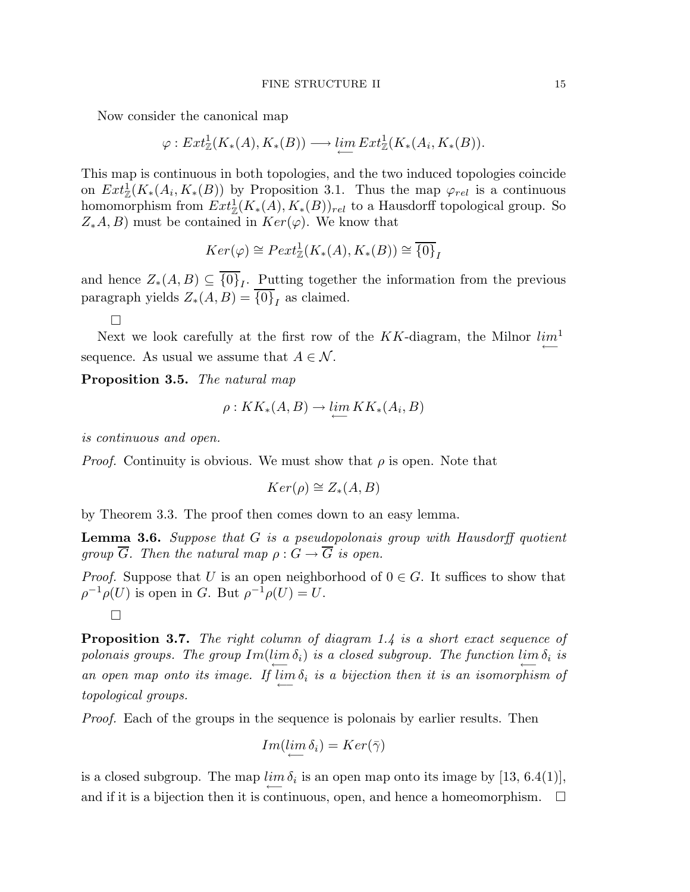Now consider the canonical map

$$\varphi : Ext^1_{\mathbb{Z}}(K_*(A), K_*(B)) \longrightarrow \varprojlim Ext^1_{\mathbb{Z}}(K_*(A_i, K_*(B)).$$

This map is continuous in both topologies, and the two induced topologies coincide on $Ext^1_{\mathbb{Z}}(K_*(A_i, K_*(B))$ by Proposition 3.1. Thus the map $\varphi_{rel}$ is a continuous homomorphism from $Ext^1_{\mathbb{Z}}(K_*(A), K_*(B))_{rel}$ to a Hausdorff topological group. So $Z_*A, B)$ must be contained in $Ker(\varphi)$. We know that

$$Ker(\varphi) \cong Pext^1_{\mathbb{Z}}(K_*(A), K_*(B)) \cong \overline{\{0\}}_I$$

and hence $Z_*(A, B) \subseteq \overline{\{0\}}_I$. Putting together the information from the previous paragraph yields $Z_*(A, B) = \overline{\{0\}}_I$ as claimed.

□

Next we look carefully at the first row of the $KK$-diagram, the Milnor $\varprojlim^1$ sequence. As usual we assume that $A \in \mathcal{N}$.

**Proposition 3.5.** *The natural map*

$$\rho : KK_*(A, B) \to \varprojlim KK_*(A_i, B)$$

*is continuous and open.*

*Proof.* Continuity is obvious. We must show that $\rho$ is open. Note that

$$Ker(\rho) \cong Z_*(A, B)$$

by Theorem 3.3. The proof then comes down to an easy lemma.

**Lemma 3.6.** *Suppose that $G$ is a pseudopolonais group with Hausdorff quotient group $\overline{G}$. Then the natural map $\rho : G \to \overline{G}$ is open.*

*Proof.* Suppose that $U$ is an open neighborhood of $0 \in G$. It suffices to show that $\rho^{-1}\rho(U)$ is open in $G$. But $\rho^{-1}\rho(U) = U$.

□

**Proposition 3.7.** *The right column of diagram 1.4 is a short exact sequence of polonais groups. The group $Im(\varprojlim \delta_i)$ is a closed subgroup. The function $\varprojlim \delta_i$ is an open map onto its image. If $\varprojlim \delta_i$ is a bijection then it is an isomorphism of topological groups.*

*Proof.* Each of the groups in the sequence is polonais by earlier results. Then

$$Im(\varprojlim \delta_i) = Ker(\bar{\gamma})$$

is a closed subgroup. The map $\varprojlim \delta_i$ is an open map onto its image by [13, 6.4(1)], and if it is a bijection then it is continuous, open, and hence a homeomorphism. □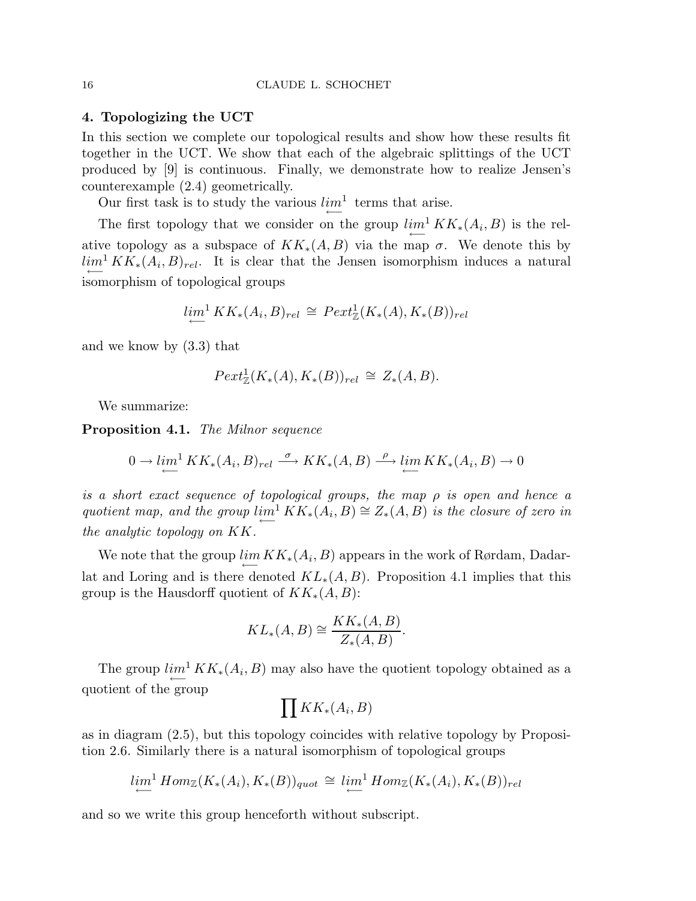## 4. Topologizing the UCT

In this section we complete our topological results and show how these results fit together in the UCT. We show that each of the algebraic splittings of the UCT produced by [9] is continuous. Finally, we demonstrate how to realize Jensen's counterexample (2.4) geometrically.

Our first task is to study the various $\varprojlim^1$ terms that arise.

The first topology that we consider on the group $\varprojlim^1 KK_*(A_i, B)$ is the relative topology as a subspace of $KK_*(A, B)$ via the map $\sigma$. We denote this by $\varprojlim^1 KK_*(A_i, B)_{rel}$. It is clear that the Jensen isomorphism induces a natural isomorphism of topological groups

$$\varprojlim{}^1 KK_*(A_i, B)_{rel} \cong Pext^1_{\mathbb{Z}}(K_*(A), K_*(B))_{rel}$$

and we know by (3.3) that

$$Pext^1_{\mathbb{Z}}(K_*(A), K_*(B))_{rel} \cong Z_*(A, B).$$

We summarize:

**Proposition 4.1.** *The Milnor sequence*

$$0 \to \varprojlim{}^1 KK_*(A_i, B)_{rel} \xrightarrow{\sigma} KK_*(A, B) \xrightarrow{\rho} \varprojlim KK_*(A_i, B) \to 0$$

*is a short exact sequence of topological groups, the map $\rho$ is open and hence a quotient map, and the group $\varprojlim^1 KK_*(A_i, B) \cong Z_*(A, B)$ is the closure of zero in the analytic topology on $KK$.*

We note that the group $\varprojlim KK_*(A_i, B)$ appears in the work of Rørdam, Dadarlat and Loring and is there denoted $KL_*(A, B)$. Proposition 4.1 implies that this group is the Hausdorff quotient of $KK_*(A, B)$:

$$KL_*(A, B) \cong \frac{KK_*(A, B)}{Z_*(A, B)}.$$

The group $\varprojlim^1 KK_*(A_i, B)$ may also have the quotient topology obtained as a quotient of the group

$$\prod KK_*(A_i, B)$$

as in diagram (2.5), but this topology coincides with relative topology by Proposition 2.6. Similarly there is a natural isomorphism of topological groups

$$\varprojlim{}^1 Hom_{\mathbb{Z}}(K_*(A_i), K_*(B))_{quot} \cong \varprojlim{}^1 Hom_{\mathbb{Z}}(K_*(A_i), K_*(B))_{rel}$$

and so we write this group henceforth without subscript.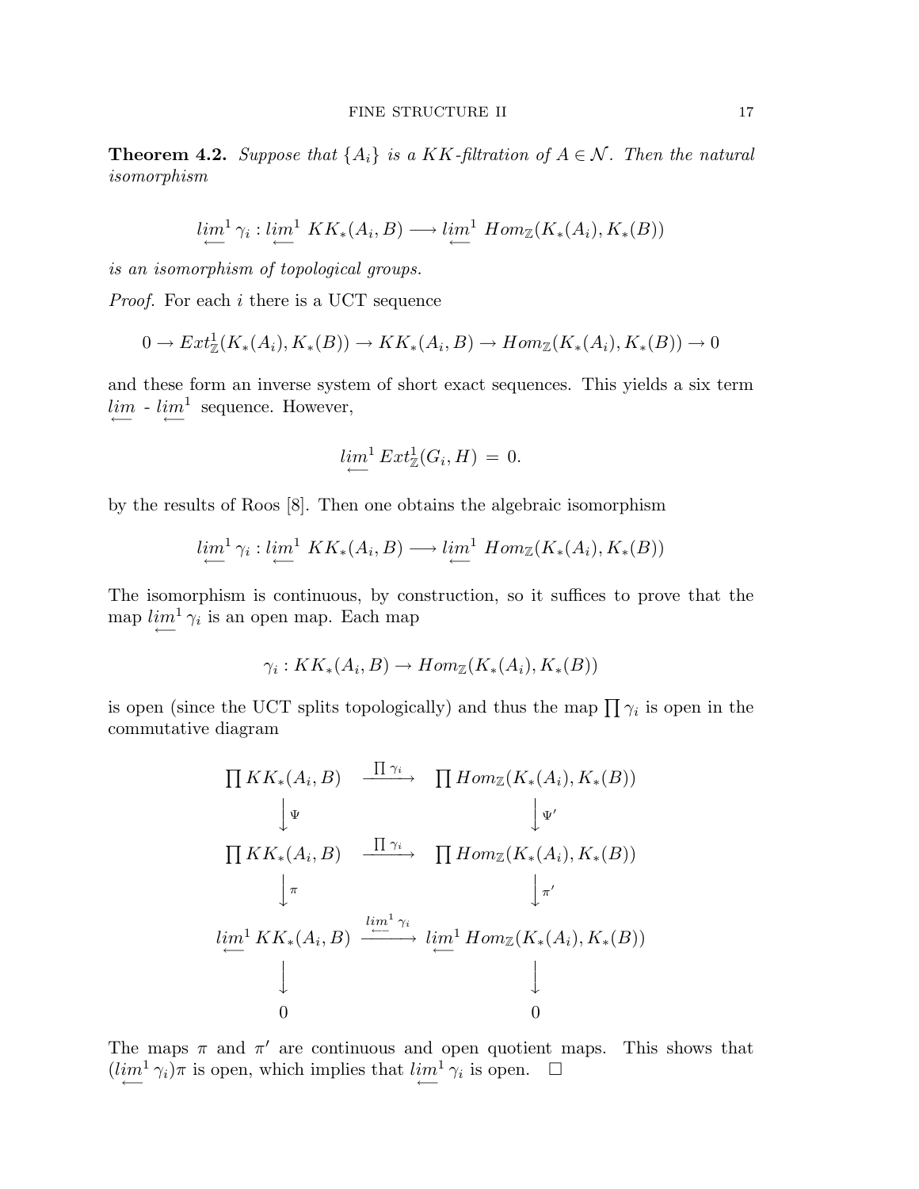**Theorem 4.2.** *Suppose that $\{A_i\}$ is a $KK$-filtration of $A \in \mathcal{N}$. Then the natural isomorphism*

$$\varprojlim{}^1 \gamma_i : \varprojlim{}^1 \; KK_*(A_i, B) \longrightarrow \varprojlim{}^1 \; Hom_{\mathbb{Z}}(K_*(A_i), K_*(B))$$

*is an isomorphism of topological groups.*

*Proof.* For each $i$ there is a UCT sequence

$$0 \to Ext^1_{\mathbb{Z}}(K_*(A_i), K_*(B)) \to KK_*(A_i, B) \to Hom_{\mathbb{Z}}(K_*(A_i), K_*(B)) \to 0$$

and these form an inverse system of short exact sequences. This yields a six term $\varprojlim$ - $\varprojlim^1$ sequence. However,

$$\varprojlim{}^1 Ext^1_{\mathbb{Z}}(G_i, H) \;=\; 0.$$

by the results of Roos [8]. Then one obtains the algebraic isomorphism

$$\varprojlim{}^1 \gamma_i : \varprojlim{}^1 \; KK_*(A_i, B) \longrightarrow \varprojlim{}^1 \; Hom_{\mathbb{Z}}(K_*(A_i), K_*(B))$$

The isomorphism is continuous, by construction, so it suffices to prove that the map $\varprojlim^1 \gamma_i$ is an open map. Each map

$$\gamma_i : KK_*(A_i, B) \to Hom_{\mathbb{Z}}(K_*(A_i), K_*(B))$$

is open (since the UCT splits topologically) and thus the map $\prod \gamma_i$ is open in the commutative diagram

$$\begin{array}{ccc}
\prod KK_*(A_i, B) & \xrightarrow{\prod \gamma_i} & \prod Hom_{\mathbb{Z}}(K_*(A_i), K_*(B)) \\
\big\downarrow \Psi & & \big\downarrow \Psi' \\
\prod KK_*(A_i, B) & \xrightarrow{\prod \gamma_i} & \prod Hom_{\mathbb{Z}}(K_*(A_i), K_*(B)) \\
\big\downarrow \pi & & \big\downarrow \pi' \\
\varprojlim^1 KK_*(A_i, B) & \xrightarrow{\varprojlim^1 \gamma_i} & \varprojlim^1 Hom_{\mathbb{Z}}(K_*(A_i), K_*(B)) \\
\big\downarrow & & \big\downarrow \\
0 & & 0
\end{array}$$

The maps $\pi$ and $\pi'$ are continuous and open quotient maps. This shows that $(\varprojlim^1 \gamma_i)\pi$ is open, which implies that $\varprojlim^1 \gamma_i$ is open. $\square$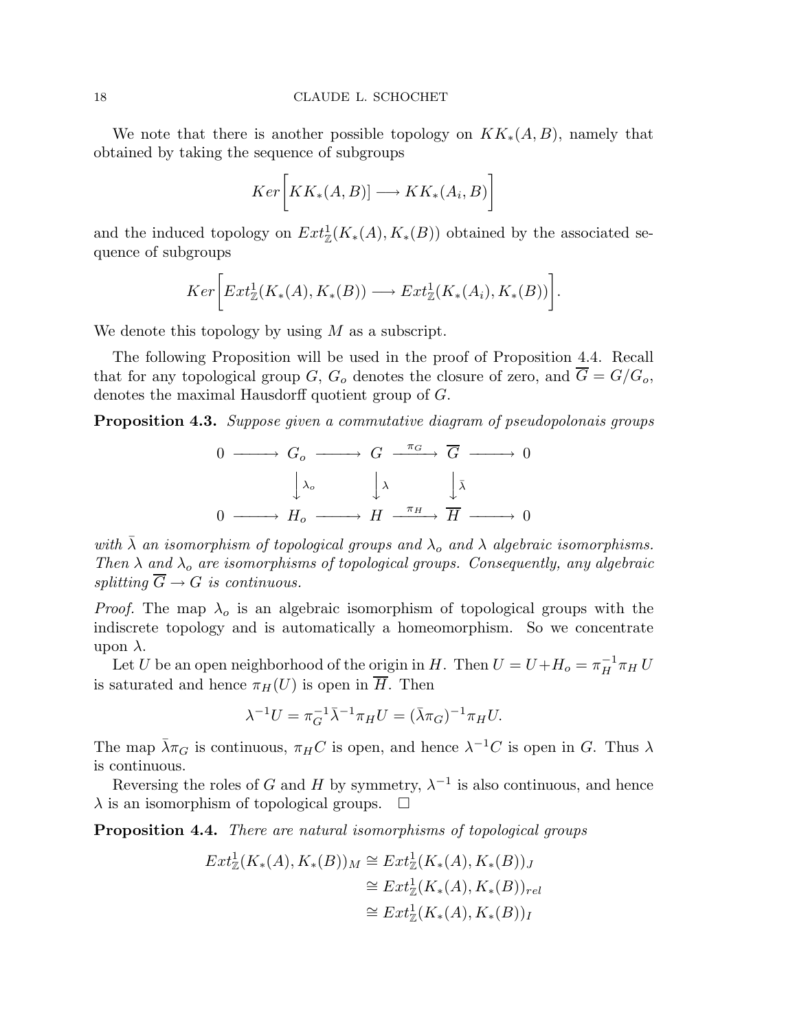We note that there is another possible topology on $KK_*(A,B)$, namely that obtained by taking the sequence of subgroups

$$Ker\bigg[KK_*(A,B)] \longrightarrow KK_*(A_i,B)\bigg]$$

and the induced topology on $Ext^1_{\mathbb{Z}}(K_*(A),K_*(B))$ obtained by the associated sequence of subgroups

$$Ker\bigg[Ext^1_{\mathbb{Z}}(K_*(A),K_*(B)) \longrightarrow Ext^1_{\mathbb{Z}}(K_*(A_i),K_*(B))\bigg].$$

We denote this topology by using $M$ as a subscript.

The following Proposition will be used in the proof of Proposition 4.4. Recall that for any topological group $G$, $G_o$ denotes the closure of zero, and $\overline{G} = G/G_o$, denotes the maximal Hausdorff quotient group of $G$.

**Proposition 4.3.** *Suppose given a commutative diagram of pseudopolonais groups*

$$\begin{array}{ccccccccc}
0 & \longrightarrow & G_o & \longrightarrow & G & \xrightarrow{\pi_G} & \overline{G} & \longrightarrow & 0 \\
 & & \downarrow{\lambda_o} & & \downarrow{\lambda} & & \downarrow{\bar\lambda} & & \\
0 & \longrightarrow & H_o & \longrightarrow & H & \xrightarrow{\pi_H} & \overline{H} & \longrightarrow & 0
\end{array}$$

*with $\bar\lambda$ an isomorphism of topological groups and $\lambda_o$ and $\lambda$ algebraic isomorphisms. Then $\lambda$ and $\lambda_o$ are isomorphisms of topological groups. Consequently, any algebraic splitting $\overline{G} \to G$ is continuous.*

*Proof.* The map $\lambda_o$ is an algebraic isomorphism of topological groups with the indiscrete topology and is automatically a homeomorphism. So we concentrate upon $\lambda$.

Let $U$ be an open neighborhood of the origin in $H$. Then $U = U + H_o = \pi_H^{-1}\pi_H U$ is saturated and hence $\pi_H(U)$ is open in $\overline{H}$. Then

$$\lambda^{-1}U = \pi_G^{-1}\bar\lambda^{-1}\pi_H U = (\bar\lambda\pi_G)^{-1}\pi_H U.$$

The map $\bar\lambda\pi_G$ is continuous, $\pi_H C$ is open, and hence $\lambda^{-1}C$ is open in $G$. Thus $\lambda$ is continuous.

Reversing the roles of $G$ and $H$ by symmetry, $\lambda^{-1}$ is also continuous, and hence $\lambda$ is an isomorphism of topological groups. $\square$

**Proposition 4.4.** *There are natural isomorphisms of topological groups*

$$\begin{aligned}
Ext^1_{\mathbb{Z}}(K_*(A),K_*(B))_M &\cong Ext^1_{\mathbb{Z}}(K_*(A),K_*(B))_J \\
&\cong Ext^1_{\mathbb{Z}}(K_*(A),K_*(B))_{rel} \\
&\cong Ext^1_{\mathbb{Z}}(K_*(A),K_*(B))_I
\end{aligned}$$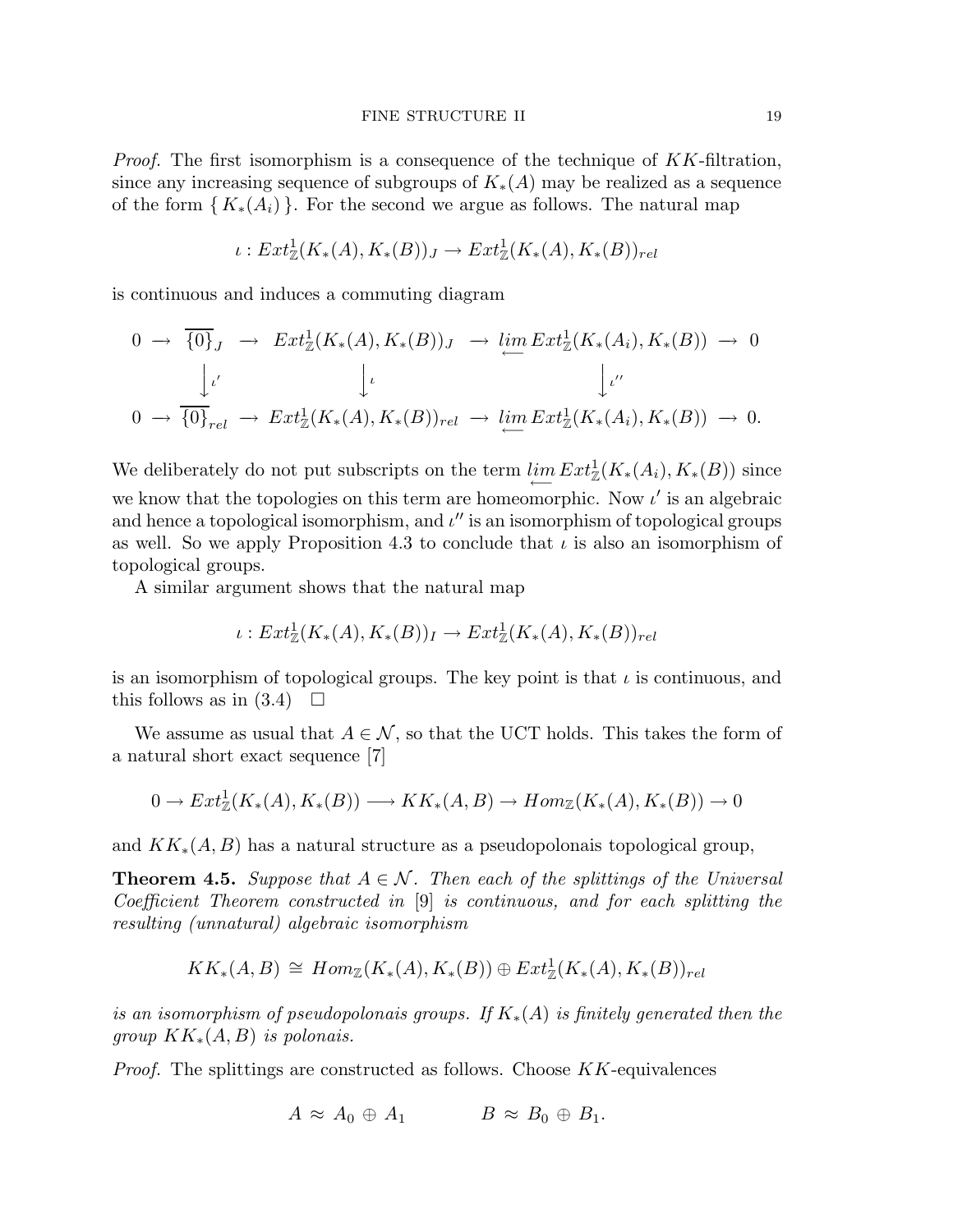*Proof.* The first isomorphism is a consequence of the technique of $KK$-filtration, since any increasing sequence of subgroups of $K_*(A)$ may be realized as a sequence of the form $\{ K_*(A_i) \}$. For the second we argue as follows. The natural map

$$\iota : Ext^1_{\mathbb{Z}}(K_*(A), K_*(B))_J \to Ext^1_{\mathbb{Z}}(K_*(A), K_*(B))_{rel}$$

is continuous and induces a commuting diagram

$$\begin{array}{ccccccccc}
0 & \to & \overline{\{0\}}_J & \to & Ext^1_{\mathbb{Z}}(K_*(A), K_*(B))_J & \to & \varprojlim Ext^1_{\mathbb{Z}}(K_*(A_i), K_*(B)) & \to & 0 \\
 & & \downarrow{\scriptstyle \iota'} & & \downarrow{\scriptstyle \iota} & & \downarrow{\scriptstyle \iota''} & & \\
0 & \to & \overline{\{0\}}_{rel} & \to & Ext^1_{\mathbb{Z}}(K_*(A), K_*(B))_{rel} & \to & \varprojlim Ext^1_{\mathbb{Z}}(K_*(A_i), K_*(B)) & \to & 0.
\end{array}$$

We deliberately do not put subscripts on the term $\varprojlim Ext^1_{\mathbb{Z}}(K_*(A_i), K_*(B))$ since we know that the topologies on this term are homeomorphic. Now $\iota'$ is an algebraic and hence a topological isomorphism, and $\iota''$ is an isomorphism of topological groups as well. So we apply Proposition 4.3 to conclude that $\iota$ is also an isomorphism of topological groups.

A similar argument shows that the natural map

$$\iota : Ext^1_{\mathbb{Z}}(K_*(A), K_*(B))_I \to Ext^1_{\mathbb{Z}}(K_*(A), K_*(B))_{rel}$$

is an isomorphism of topological groups. The key point is that $\iota$ is continuous, and this follows as in (3.4) $\square$

We assume as usual that $A \in \mathcal{N}$, so that the UCT holds. This takes the form of a natural short exact sequence [7]

$$0 \to Ext^1_{\mathbb{Z}}(K_*(A), K_*(B)) \longrightarrow KK_*(A, B) \to Hom_{\mathbb{Z}}(K_*(A), K_*(B)) \to 0$$

and $KK_*(A, B)$ has a natural structure as a pseudopolonais topological group,

**Theorem 4.5.** *Suppose that $A \in \mathcal{N}$. Then each of the splittings of the Universal Coefficient Theorem constructed in* [9] *is continuous, and for each splitting the resulting (unnatural) algebraic isomorphism*

$$KK_*(A, B) \cong Hom_{\mathbb{Z}}(K_*(A), K_*(B)) \oplus Ext^1_{\mathbb{Z}}(K_*(A), K_*(B))_{rel}$$

*is an isomorphism of pseudopolonais groups. If $K_*(A)$ is finitely generated then the group $KK_*(A, B)$ is polonais.*

*Proof.* The splittings are constructed as follows. Choose $KK$-equivalences

$$A \approx A_0 \oplus A_1 \qquad\qquad B \approx B_0 \oplus B_1.$$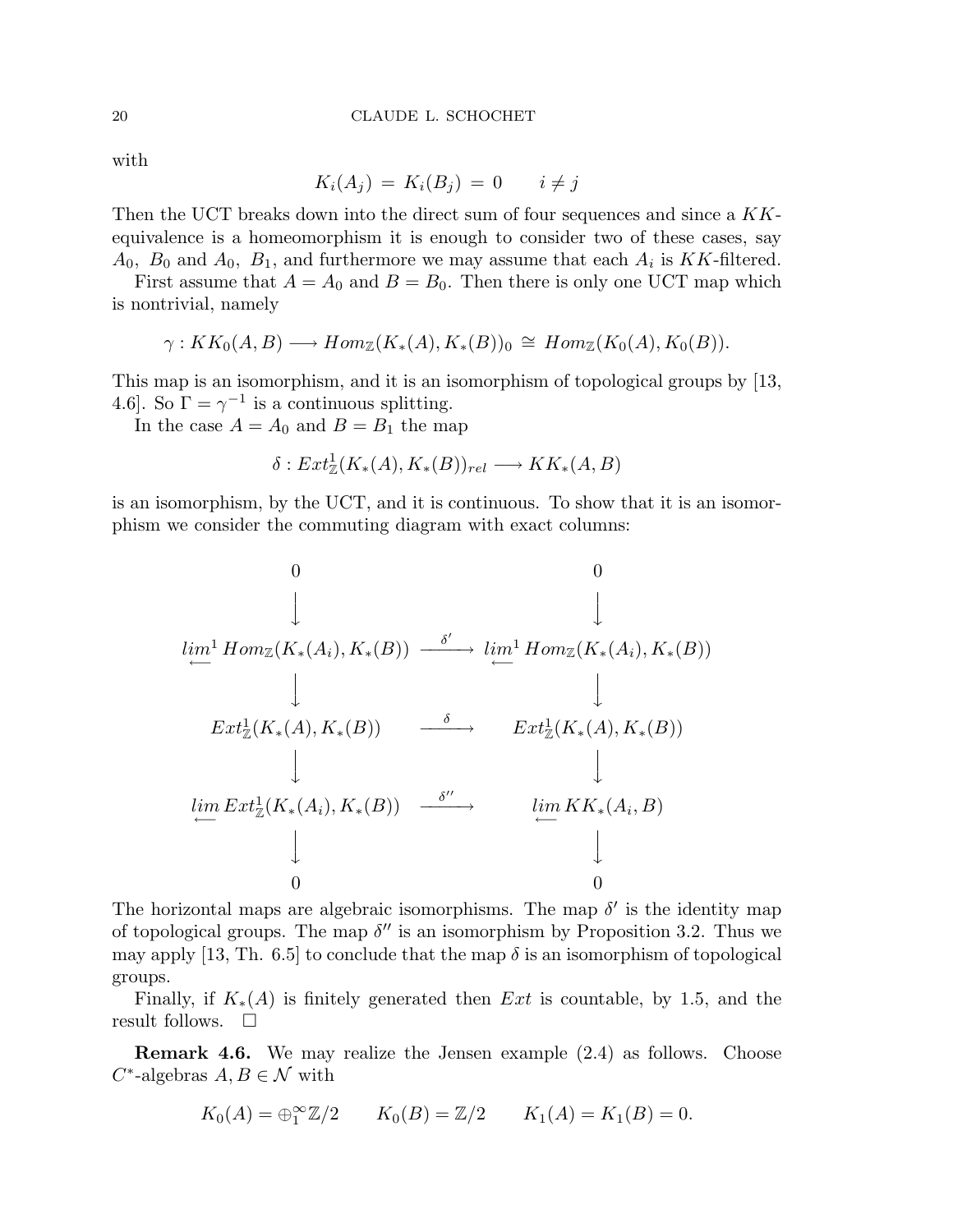with

$$K_i(A_j) \,=\, K_i(B_j) \,=\, 0 \qquad i \neq j$$

Then the UCT breaks down into the direct sum of four sequences and since a $KK$-equivalence is a homeomorphism it is enough to consider two of these cases, say $A_0,\ B_0$ and $A_0,\ B_1$, and furthermore we may assume that each $A_i$ is $KK$-filtered.

First assume that $A = A_0$ and $B = B_0$. Then there is only one UCT map which is nontrivial, namely

$$\gamma : KK_0(A,B) \longrightarrow Hom_{\mathbb{Z}}(K_*(A), K_*(B))_0 \,\cong\, Hom_{\mathbb{Z}}(K_0(A), K_0(B)).$$

This map is an isomorphism, and it is an isomorphism of topological groups by [13, 4.6]. So $\Gamma = \gamma^{-1}$ is a continuous splitting.

In the case $A = A_0$ and $B = B_1$ the map

$$\delta : Ext^1_{\mathbb{Z}}(K_*(A), K_*(B))_{rel} \longrightarrow KK_*(A,B)$$

is an isomorphism, by the UCT, and it is continuous. To show that it is an isomorphism we consider the commuting diagram with exact columns:

$$\begin{array}{ccc}
0 & & 0 \\
\downarrow & & \downarrow \\
\varprojlim{}^1 Hom_{\mathbb{Z}}(K_*(A_i), K_*(B)) & \xrightarrow{\ \delta'\ } & \varprojlim{}^1 Hom_{\mathbb{Z}}(K_*(A_i), K_*(B)) \\
\downarrow & & \downarrow \\
Ext^1_{\mathbb{Z}}(K_*(A), K_*(B)) & \xrightarrow{\ \delta\ } & Ext^1_{\mathbb{Z}}(K_*(A), K_*(B)) \\
\downarrow & & \downarrow \\
\varprojlim Ext^1_{\mathbb{Z}}(K_*(A_i), K_*(B)) & \xrightarrow{\ \delta''\ } & \varprojlim KK_*(A_i, B) \\
\downarrow & & \downarrow \\
0 & & 0
\end{array}$$

The horizontal maps are algebraic isomorphisms. The map $\delta'$ is the identity map of topological groups. The map $\delta''$ is an isomorphism by Proposition 3.2. Thus we may apply [13, Th. 6.5] to conclude that the map $\delta$ is an isomorphism of topological groups.

Finally, if $K_*(A)$ is finitely generated then $Ext$ is countable, by 1.5, and the result follows. $\square$

**Remark 4.6.** We may realize the Jensen example (2.4) as follows. Choose $C^*$-algebras $A, B \in \mathcal{N}$ with

$$K_0(A) = \oplus_1^\infty \mathbb{Z}/2 \qquad K_0(B) = \mathbb{Z}/2 \qquad K_1(A) = K_1(B) = 0.$$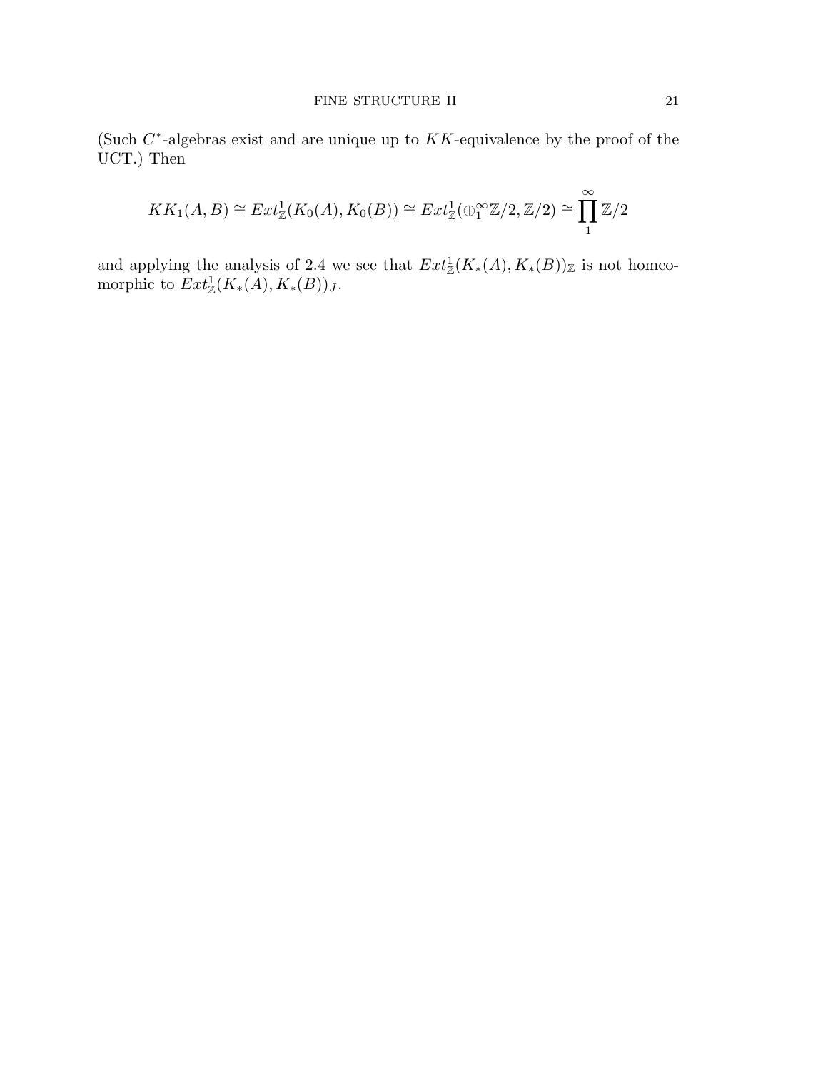(Such $C^*$-algebras exist and are unique up to $KK$-equivalence by the proof of the UCT.) Then

$$KK_1(A,B) \cong Ext^1_{\mathbb{Z}}(K_0(A), K_0(B)) \cong Ext^1_{\mathbb{Z}}(\oplus_1^\infty \mathbb{Z}/2, \mathbb{Z}/2) \cong \prod_1^\infty \mathbb{Z}/2$$

and applying the analysis of 2.4 we see that $Ext^1_{\mathbb{Z}}(K_*(A), K_*(B))_{\mathbb{Z}}$ is not homeomorphic to $Ext^1_{\mathbb{Z}}(K_*(A), K_*(B))_J$.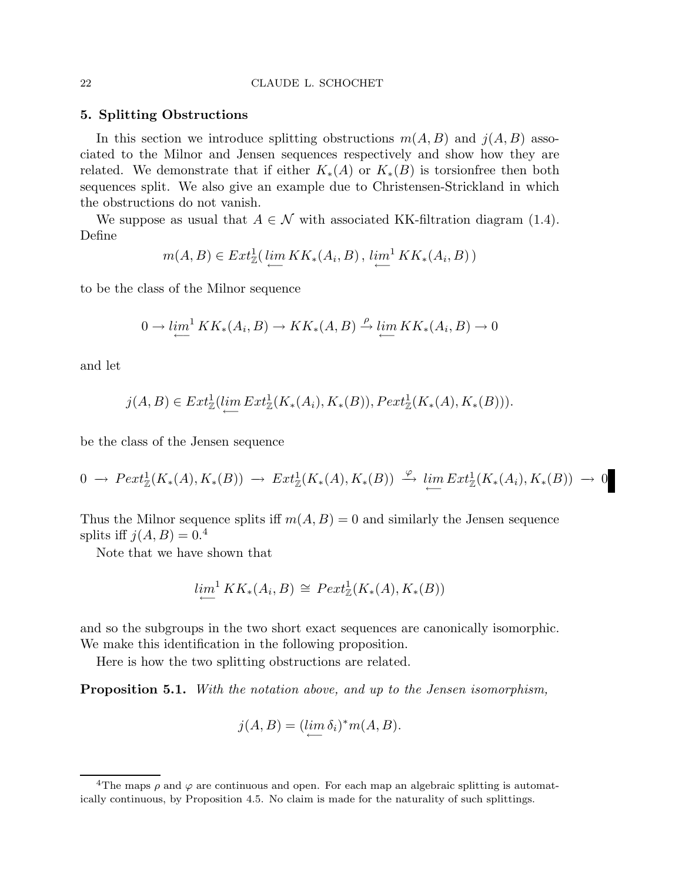## 5. Splitting Obstructions

In this section we introduce splitting obstructions $m(A, B)$ and $j(A, B)$ associated to the Milnor and Jensen sequences respectively and show how they are related. We demonstrate that if either $K_*(A)$ or $K_*(B)$ is torsionfree then both sequences split. We also give an example due to Christensen-Strickland in which the obstructions do not vanish.

We suppose as usual that $A \in \mathcal{N}$ with associated KK-filtration diagram (1.4). Define

$$m(A, B) \in Ext^1_{\mathbb{Z}}( \varprojlim KK_*(A_i, B) \, , \, \varprojlim{}^1 KK_*(A_i, B) \, )$$

to be the class of the Milnor sequence

$$0 \to \varprojlim{}^1 KK_*(A_i, B) \to KK_*(A, B) \xrightarrow{\rho} \varprojlim KK_*(A_i, B) \to 0$$

and let

$$j(A, B) \in Ext^1_{\mathbb{Z}}(\varprojlim Ext^1_{\mathbb{Z}}(K_*(A_i), K_*(B)), Pext^1_{\mathbb{Z}}(K_*(A), K_*(B))).$$

be the class of the Jensen sequence

$$0 \to Pext^1_{\mathbb{Z}}(K_*(A), K_*(B)) \to Ext^1_{\mathbb{Z}}(K_*(A), K_*(B)) \xrightarrow{\varphi} \varprojlim Ext^1_{\mathbb{Z}}(K_*(A_i), K_*(B)) \to 0$$

Thus the Milnor sequence splits iff $m(A, B) = 0$ and similarly the Jensen sequence splits iff $j(A, B) = 0$.[4]

Note that we have shown that

$$\varprojlim{}^1 KK_*(A_i, B) \cong Pext^1_{\mathbb{Z}}(K_*(A), K_*(B))$$

and so the subgroups in the two short exact sequences are canonically isomorphic. We make this identification in the following proposition.

Here is how the two splitting obstructions are related.

**Proposition 5.1.** *With the notation above, and up to the Jensen isomorphism,*

$$j(A, B) = (\varprojlim \delta_i)^* m(A, B).$$

[4] The maps $\rho$ and $\varphi$ are continuous and open. For each map an algebraic splitting is automatically continuous, by Proposition 4.5. No claim is made for the naturality of such splittings.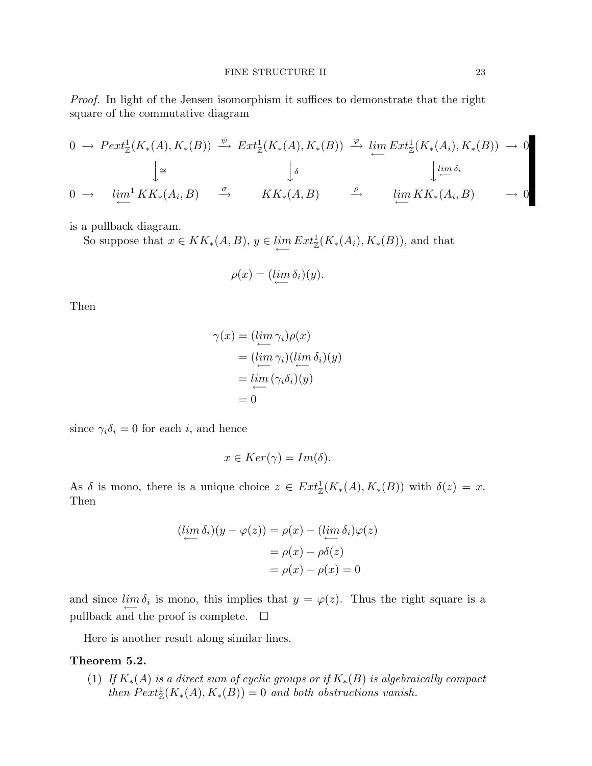*Proof.* In light of the Jensen isomorphism it suffices to demonstrate that the right square of the commutative diagram

$$\begin{array}{ccccccccc}
0 & \to & Pext^1_{\mathbb{Z}}(K_*(A), K_*(B)) & \xrightarrow{\psi} & Ext^1_{\mathbb{Z}}(K_*(A), K_*(B)) & \xrightarrow{\varphi} & \varprojlim Ext^1_{\mathbb{Z}}(K_*(A_i), K_*(B)) & \to & 0 \\
 & & \downarrow \cong & & \downarrow \delta & & \downarrow \varprojlim \delta_i & & \\
0 & \to & \varprojlim^1 KK_*(A_i, B) & \xrightarrow{\sigma} & KK_*(A, B) & \xrightarrow{\rho} & \varprojlim KK_*(A_i, B) & \to & 0
\end{array}$$

is a pullback diagram.

So suppose that $x \in KK_*(A, B)$, $y \in \varprojlim Ext^1_{\mathbb{Z}}(K_*(A_i), K_*(B))$, and that

$$\rho(x) = (\varprojlim \delta_i)(y).$$

Then

$$\begin{aligned}
\gamma(x) &= (\varprojlim \gamma_i)\rho(x) \\
&= (\varprojlim \gamma_i)(\varprojlim \delta_i)(y) \\
&= \varprojlim (\gamma_i \delta_i)(y) \\
&= 0
\end{aligned}$$

since $\gamma_i \delta_i = 0$ for each $i$, and hence

$$x \in Ker(\gamma) = Im(\delta).$$

As $\delta$ is mono, there is a unique choice $z \in Ext^1_{\mathbb{Z}}(K_*(A), K_*(B))$ with $\delta(z) = x$. Then

$$\begin{aligned}
(\varprojlim \delta_i)(y - \varphi(z)) &= \rho(x) - (\varprojlim \delta_i)\varphi(z) \\
&= \rho(x) - \rho\delta(z) \\
&= \rho(x) - \rho(x) = 0
\end{aligned}$$

and since $\varprojlim \delta_i$ is mono, this implies that $y = \varphi(z)$. Thus the right square is a pullback and the proof is complete. □

Here is another result along similar lines.

**Theorem 5.2.**

(1) *If $K_*(A)$ is a direct sum of cyclic groups or if $K_*(B)$ is algebraically compact then $Pext^1_{\mathbb{Z}}(K_*(A), K_*(B)) = 0$ and both obstructions vanish.*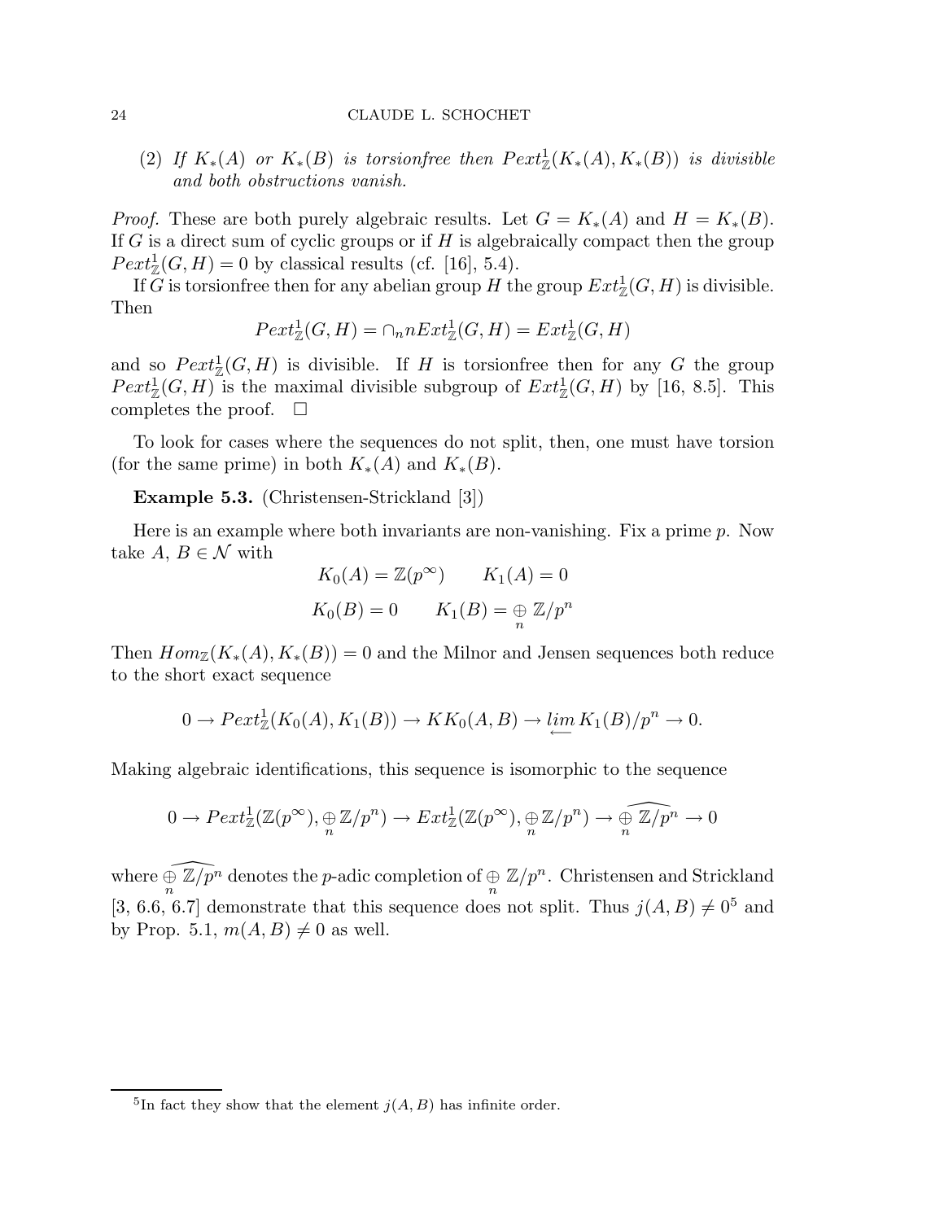(2) *If $K_*(A)$ or $K_*(B)$ is torsionfree then $Pext^1_{\mathbb{Z}}(K_*(A), K_*(B))$ is divisible and both obstructions vanish.*

*Proof.* These are both purely algebraic results. Let $G = K_*(A)$ and $H = K_*(B)$. If $G$ is a direct sum of cyclic groups or if $H$ is algebraically compact then the group $Pext^1_{\mathbb{Z}}(G, H) = 0$ by classical results (cf. [16], 5.4).

If $G$ is torsionfree then for any abelian group $H$ the group $Ext^1_{\mathbb{Z}}(G, H)$ is divisible. Then

$$Pext^1_{\mathbb{Z}}(G, H) = \cap_n n Ext^1_{\mathbb{Z}}(G, H) = Ext^1_{\mathbb{Z}}(G, H)$$

and so $Pext^1_{\mathbb{Z}}(G, H)$ is divisible. If $H$ is torsionfree then for any $G$ the group $Pext^1_{\mathbb{Z}}(G, H)$ is the maximal divisible subgroup of $Ext^1_{\mathbb{Z}}(G, H)$ by [16, 8.5]. This completes the proof. $\square$

To look for cases where the sequences do not split, then, one must have torsion (for the same prime) in both $K_*(A)$ and $K_*(B)$.

**Example 5.3.** (Christensen-Strickland [3])

Here is an example where both invariants are non-vanishing. Fix a prime $p$. Now take $A, B \in \mathcal{N}$ with

$$K_0(A) = \mathbb{Z}(p^\infty) \qquad K_1(A) = 0$$

$$K_0(B) = 0 \qquad K_1(B) = \bigoplus_n \mathbb{Z}/p^n$$

Then $Hom_{\mathbb{Z}}(K_*(A), K_*(B)) = 0$ and the Milnor and Jensen sequences both reduce to the short exact sequence

$$0 \to Pext^1_{\mathbb{Z}}(K_0(A), K_1(B)) \to KK_0(A, B) \to \varprojlim K_1(B)/p^n \to 0.$$

Making algebraic identifications, this sequence is isomorphic to the sequence

$$0 \to Pext^1_{\mathbb{Z}}(\mathbb{Z}(p^\infty), \bigoplus_n \mathbb{Z}/p^n) \to Ext^1_{\mathbb{Z}}(\mathbb{Z}(p^\infty), \bigoplus_n \mathbb{Z}/p^n) \to \widehat{\bigoplus_n \mathbb{Z}/p^n} \to 0$$

where $\widehat{\bigoplus_n \mathbb{Z}/p^n}$ denotes the $p$-adic completion of $\bigoplus_n \mathbb{Z}/p^n$. Christensen and Strickland [3, 6.6, 6.7] demonstrate that this sequence does not split. Thus $j(A, B) \neq 0$[5] and by Prop. 5.1, $m(A, B) \neq 0$ as well.

---

[5] In fact they show that the element $j(A, B)$ has infinite order.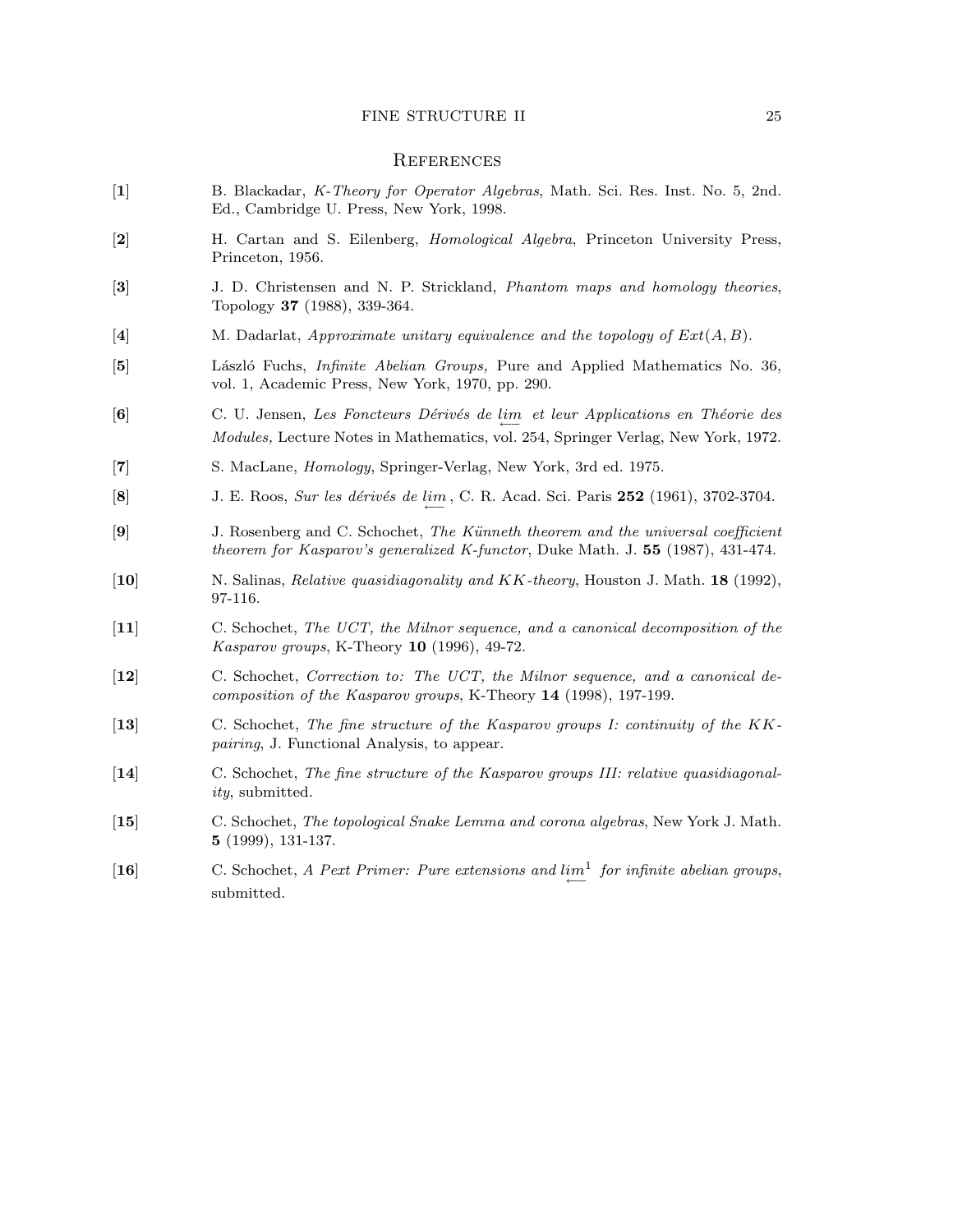## References

[**1**] B. Blackadar, *K-Theory for Operator Algebras*, Math. Sci. Res. Inst. No. 5, 2nd. Ed., Cambridge U. Press, New York, 1998.

[**2**] H. Cartan and S. Eilenberg, *Homological Algebra*, Princeton University Press, Princeton, 1956.

[**3**] J. D. Christensen and N. P. Strickland, *Phantom maps and homology theories*, Topology **37** (1988), 339-364.

[**4**] M. Dadarlat, *Approximate unitary equivalence and the topology of $Ext(A, B)$*.

[**5**] László Fuchs, *Infinite Abelian Groups,* Pure and Applied Mathematics No. 36, vol. 1, Academic Press, New York, 1970, pp. 290.

[**6**] C. U. Jensen, *Les Foncteurs Dérivés de $\varprojlim$ et leur Applications en Théorie des Modules,* Lecture Notes in Mathematics, vol. 254, Springer Verlag, New York, 1972.

[**7**] S. MacLane, *Homology*, Springer-Verlag, New York, 3rd ed. 1975.

[**8**] J. E. Roos, *Sur les dérivés de $\varprojlim$*, C. R. Acad. Sci. Paris **252** (1961), 3702-3704.

[**9**] J. Rosenberg and C. Schochet, *The Künneth theorem and the universal coefficient theorem for Kasparov's generalized K-functor*, Duke Math. J. **55** (1987), 431-474.

[**10**] N. Salinas, *Relative quasidiagonality and $KK$-theory*, Houston J. Math. **18** (1992), 97-116.

[**11**] C. Schochet, *The UCT, the Milnor sequence, and a canonical decomposition of the Kasparov groups*, K-Theory **10** (1996), 49-72.

[**12**] C. Schochet, *Correction to: The UCT, the Milnor sequence, and a canonical decomposition of the Kasparov groups*, K-Theory **14** (1998), 197-199.

[**13**] C. Schochet, *The fine structure of the Kasparov groups I: continuity of the $KK$-pairing*, J. Functional Analysis, to appear.

[**14**] C. Schochet, *The fine structure of the Kasparov groups III: relative quasidiagonality*, submitted.

[**15**] C. Schochet, *The topological Snake Lemma and corona algebras*, New York J. Math. **5** (1999), 131-137.

[**16**] C. Schochet, *A Pext Primer: Pure extensions and $\varprojlim^1$ for infinite abelian groups*, submitted.